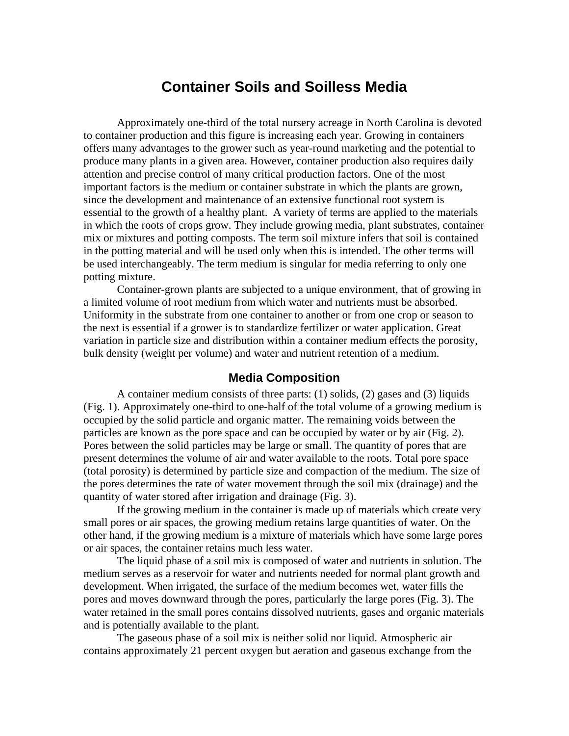# Container Soils and Soilless Media

Approximately one-third of the total nursery acreage in North Carolina is devoted to container production and this figure is increasing each year. Growing in containers offers many advantages to the grower such as year-round marketing and the potential to produce many plants in a given area. However, container production also requires daily attention and precise control of many critical production factors. One of the most important factors is the medium or container substrate in which the plants are grown, since the development and maintenance of an extensive functional root system is essential to the growth of a healthy plant. A variety of terms are applied to the materials in which the roots of crops grow. They include growing media, plant substrates, container mix or mixtures and potting composts. The term soil mixture infers that soil is contained in the potting material and will be used only when this is intended. The other terms will be used interchangeably. The term medium is singular for media referring to only one potting mixture.

Container-grown plants are subjected to a unique environment, that of growing in a limited volume of root medium from which water and nutrients must be absorbed. Uniformity in the substrate from one container to another or from one crop or season to the next is essential if a grower is to standardize fertilizer or water application. Great variation in particle size and distribution within a container medium effects the porosity, bulk density (weight per volume) and water and nutrient retention of a medium.

## Media Composition

A container medium consists of three parts: (1) solids, (2) gases and (3) liquids (Fig. 1). Approximately one-third to one-half of the total volume of a growing medium is occupied by the solid particle and organic matter. The remaining voids between the particles are known as the pore space and can be occupied by water or by air (Fig. 2). Pores between the solid particles may be large or small. The quantity of pores that are present determines the volume of air and water available to the roots. Total pore space (total porosity) is determined by particle size and compaction of the medium. The size of the pores determines the rate of water movement through the soil mix (drainage) and the quantity of water stored after irrigation and drainage (Fig. 3).

If the growing medium in the container is made up of materials which create very small pores or air spaces, the growing medium retains large quantities of water. On the other hand, if the growing medium is a mixture of materials which have some large pores or air spaces, the container retains much less water.

The liquid phase of a soil mix is composed of water and nutrients in solution. The medium serves as a reservoir for water and nutrients needed for normal plant growth and development. When irrigated, the surface of the medium becomes wet, water fills the pores and moves downward through the pores, particularly the large pores (Fig. 3). The water retained in the small pores contains dissolved nutrients, gases and organic materials and is potentially available to the plant.

The gaseous phase of a soil mix is neither solid nor liquid. Atmospheric air contains approximately 21 percent oxygen but aeration and gaseous exchange from the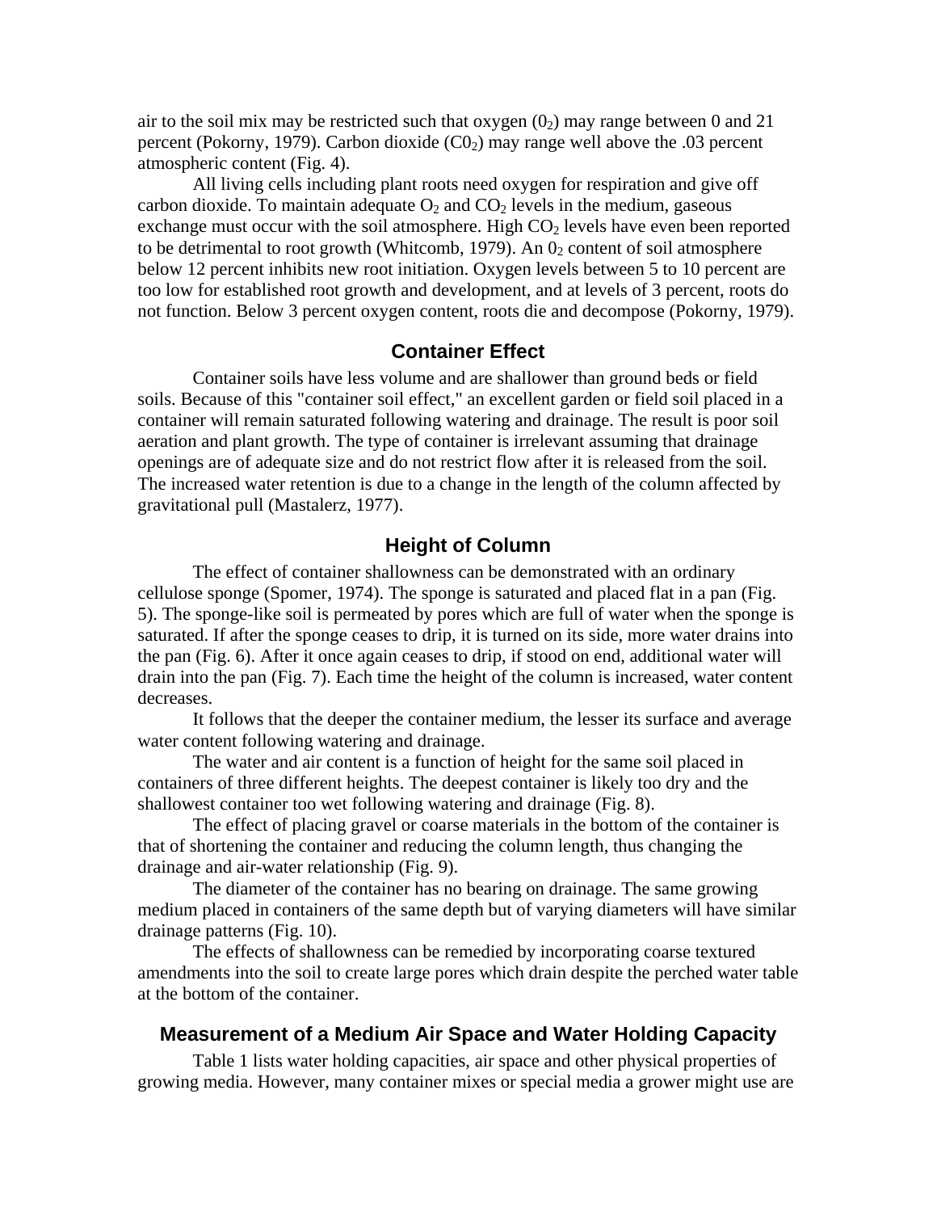air to the soil mix may be restricted such that oxygen ($0_2$) may range between 0 and 21 percent (Pokorny, 1979). Carbon dioxide ($C0_2$) may range well above the .03 percent atmospheric content (Fig. 4).

All living cells including plant roots need oxygen for respiration and give off carbon dioxide. To maintain adequate $O_2$ and $CO_2$ levels in the medium, gaseous exchange must occur with the soil atmosphere. High $CO_2$ levels have even been reported to be detrimental to root growth (Whitcomb, 1979). An $0_2$ content of soil atmosphere below 12 percent inhibits new root initiation. Oxygen levels between 5 to 10 percent are too low for established root growth and development, and at levels of 3 percent, roots do not function. Below 3 percent oxygen content, roots die and decompose (Pokorny, 1979).

## Container Effect

Container soils have less volume and are shallower than ground beds or field soils. Because of this "container soil effect," an excellent garden or field soil placed in a container will remain saturated following watering and drainage. The result is poor soil aeration and plant growth. The type of container is irrelevant assuming that drainage openings are of adequate size and do not restrict flow after it is released from the soil. The increased water retention is due to a change in the length of the column affected by gravitational pull (Mastalerz, 1977).

## Height of Column

The effect of container shallowness can be demonstrated with an ordinary cellulose sponge (Spomer, 1974). The sponge is saturated and placed flat in a pan (Fig. 5). The sponge-like soil is permeated by pores which are full of water when the sponge is saturated. If after the sponge ceases to drip, it is turned on its side, more water drains into the pan (Fig. 6). After it once again ceases to drip, if stood on end, additional water will drain into the pan (Fig. 7). Each time the height of the column is increased, water content decreases.

It follows that the deeper the container medium, the lesser its surface and average water content following watering and drainage.

The water and air content is a function of height for the same soil placed in containers of three different heights. The deepest container is likely too dry and the shallowest container too wet following watering and drainage (Fig. 8).

The effect of placing gravel or coarse materials in the bottom of the container is that of shortening the container and reducing the column length, thus changing the drainage and air-water relationship (Fig. 9).

The diameter of the container has no bearing on drainage. The same growing medium placed in containers of the same depth but of varying diameters will have similar drainage patterns (Fig. 10).

The effects of shallowness can be remedied by incorporating coarse textured amendments into the soil to create large pores which drain despite the perched water table at the bottom of the container.

## Measurement of a Medium Air Space and Water Holding Capacity

Table 1 lists water holding capacities, air space and other physical properties of growing media. However, many container mixes or special media a grower might use are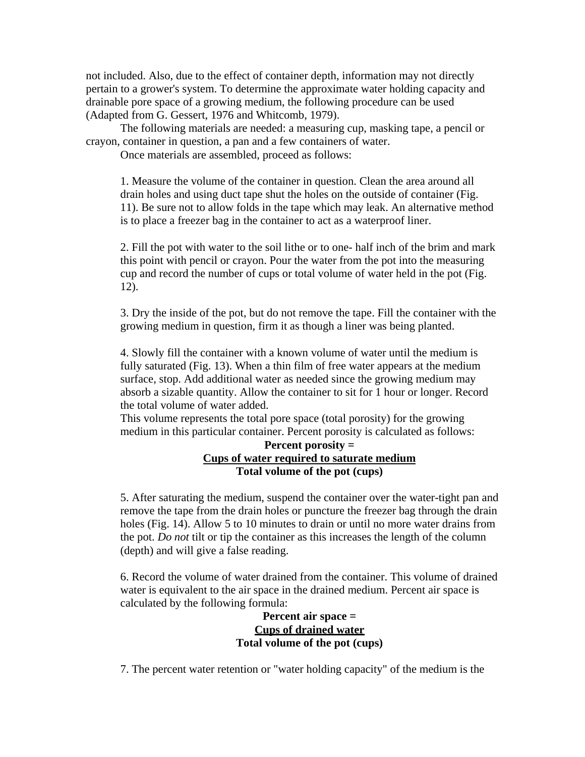not included. Also, due to the effect of container depth, information may not directly pertain to a grower's system. To determine the approximate water holding capacity and drainable pore space of a growing medium, the following procedure can be used (Adapted from G. Gessert, 1976 and Whitcomb, 1979).

The following materials are needed: a measuring cup, masking tape, a pencil or crayon, container in question, a pan and a few containers of water.

Once materials are assembled, proceed as follows:

1. Measure the volume of the container in question. Clean the area around all drain holes and using duct tape shut the holes on the outside of container (Fig. 11). Be sure not to allow folds in the tape which may leak. An alternative method is to place a freezer bag in the container to act as a waterproof liner.

2. Fill the pot with water to the soil lithe or to one- half inch of the brim and mark this point with pencil or crayon. Pour the water from the pot into the measuring cup and record the number of cups or total volume of water held in the pot (Fig. 12).

3. Dry the inside of the pot, but do not remove the tape. Fill the container with the growing medium in question, firm it as though a liner was being planted.

4. Slowly fill the container with a known volume of water until the medium is fully saturated (Fig. 13). When a thin film of free water appears at the medium surface, stop. Add additional water as needed since the growing medium may absorb a sizable quantity. Allow the container to sit for 1 hour or longer. Record the total volume of water added.
This volume represents the total pore space (total porosity) for the growing medium in this particular container. Percent porosity is calculated as follows:

$$\text{Percent porosity} = \frac{\text{Cups of water required to saturate medium}}{\text{Total volume of the pot (cups)}}$$

5. After saturating the medium, suspend the container over the water-tight pan and remove the tape from the drain holes or puncture the freezer bag through the drain holes (Fig. 14). Allow 5 to 10 minutes to drain or until no more water drains from the pot. *Do not* tilt or tip the container as this increases the length of the column (depth) and will give a false reading.

6. Record the volume of water drained from the container. This volume of drained water is equivalent to the air space in the drained medium. Percent air space is calculated by the following formula:

$$\text{Percent air space} = \frac{\text{Cups of drained water}}{\text{Total volume of the pot (cups)}}$$

7. The percent water retention or "water holding capacity" of the medium is the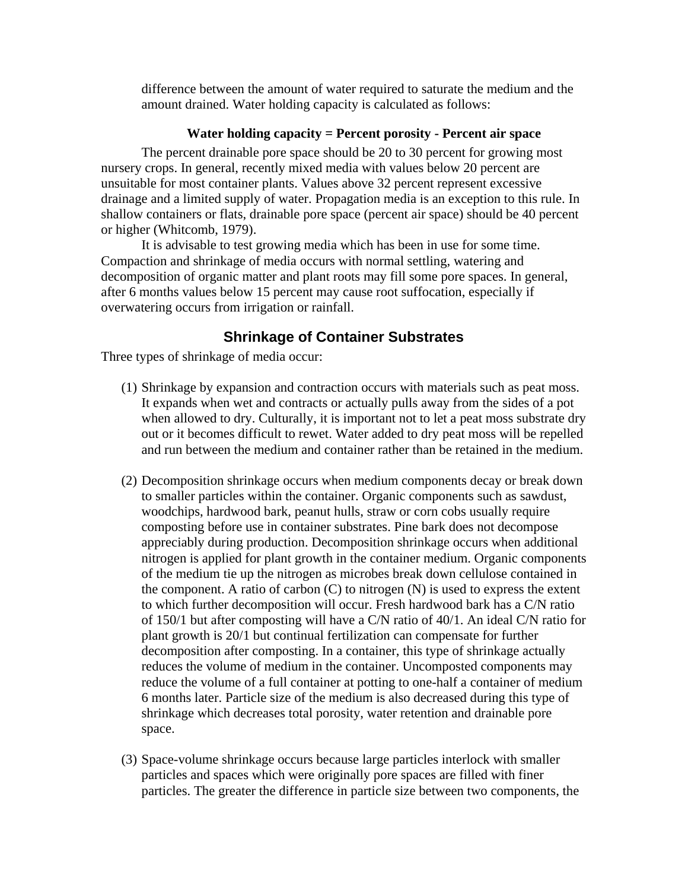difference between the amount of water required to saturate the medium and the amount drained. Water holding capacity is calculated as follows:

**Water holding capacity = Percent porosity - Percent air space**

The percent drainable pore space should be 20 to 30 percent for growing most nursery crops. In general, recently mixed media with values below 20 percent are unsuitable for most container plants. Values above 32 percent represent excessive drainage and a limited supply of water. Propagation media is an exception to this rule. In shallow containers or flats, drainable pore space (percent air space) should be 40 percent or higher (Whitcomb, 1979).

It is advisable to test growing media which has been in use for some time. Compaction and shrinkage of media occurs with normal settling, watering and decomposition of organic matter and plant roots may fill some pore spaces. In general, after 6 months values below 15 percent may cause root suffocation, especially if overwatering occurs from irrigation or rainfall.

## Shrinkage of Container Substrates

Three types of shrinkage of media occur:

(1) Shrinkage by expansion and contraction occurs with materials such as peat moss. It expands when wet and contracts or actually pulls away from the sides of a pot when allowed to dry. Culturally, it is important not to let a peat moss substrate dry out or it becomes difficult to rewet. Water added to dry peat moss will be repelled and run between the medium and container rather than be retained in the medium.

(2) Decomposition shrinkage occurs when medium components decay or break down to smaller particles within the container. Organic components such as sawdust, woodchips, hardwood bark, peanut hulls, straw or corn cobs usually require composting before use in container substrates. Pine bark does not decompose appreciably during production. Decomposition shrinkage occurs when additional nitrogen is applied for plant growth in the container medium. Organic components of the medium tie up the nitrogen as microbes break down cellulose contained in the component. A ratio of carbon (C) to nitrogen (N) is used to express the extent to which further decomposition will occur. Fresh hardwood bark has a C/N ratio of 150/1 but after composting will have a C/N ratio of 40/1. An ideal C/N ratio for plant growth is 20/1 but continual fertilization can compensate for further decomposition after composting. In a container, this type of shrinkage actually reduces the volume of medium in the container. Uncomposted components may reduce the volume of a full container at potting to one-half a container of medium 6 months later. Particle size of the medium is also decreased during this type of shrinkage which decreases total porosity, water retention and drainable pore space.

(3) Space-volume shrinkage occurs because large particles interlock with smaller particles and spaces which were originally pore spaces are filled with finer particles. The greater the difference in particle size between two components, the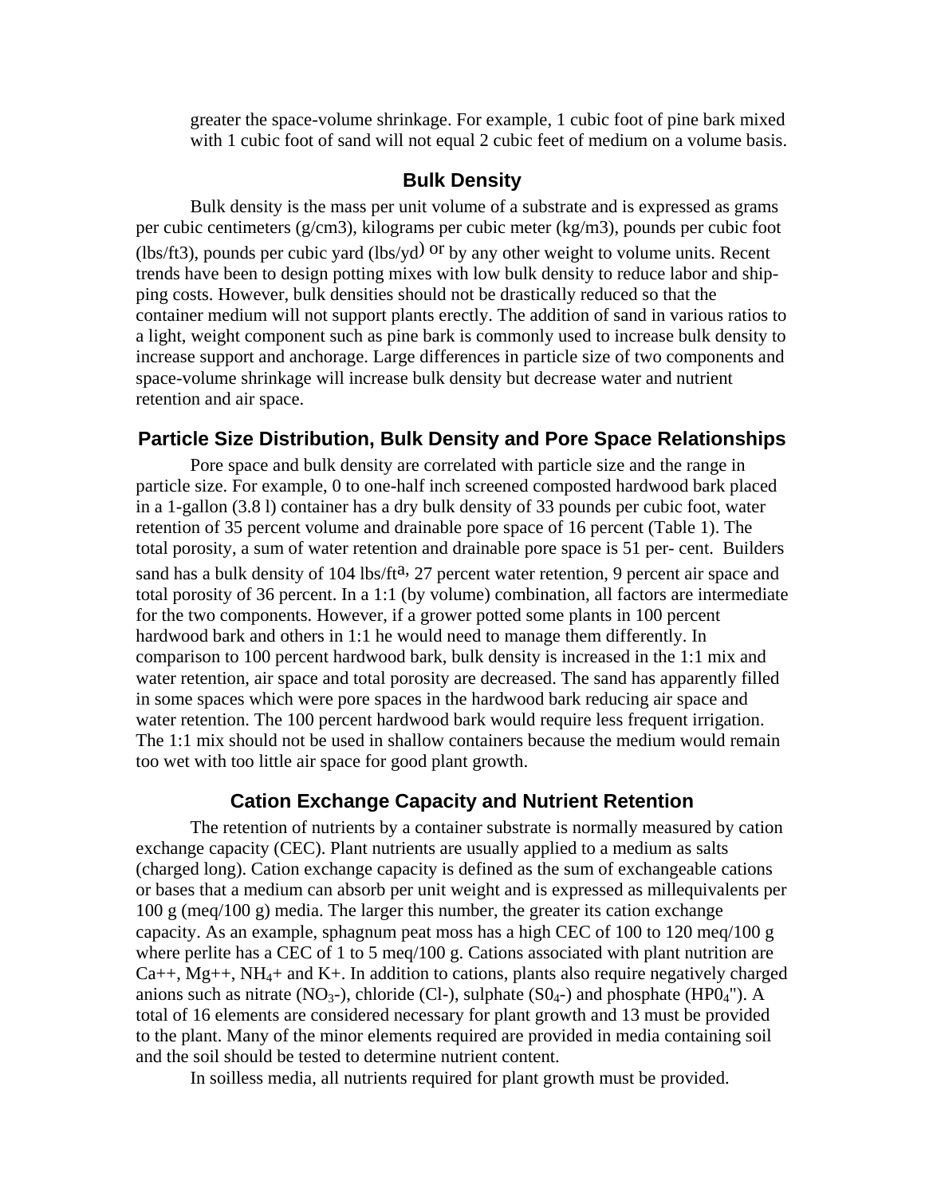greater the space-volume shrinkage. For example, 1 cubic foot of pine bark mixed with 1 cubic foot of sand will not equal 2 cubic feet of medium on a volume basis.

## Bulk Density

Bulk density is the mass per unit volume of a substrate and is expressed as grams per cubic centimeters (g/cm3), kilograms per cubic meter (kg/m3), pounds per cubic foot (lbs/ft3), pounds per cubic yard (lbs/yd) or by any other weight to volume units. Recent trends have been to design potting mixes with low bulk density to reduce labor and shipping costs. However, bulk densities should not be drastically reduced so that the container medium will not support plants erectly. The addition of sand in various ratios to a light, weight component such as pine bark is commonly used to increase bulk density to increase support and anchorage. Large differences in particle size of two components and space-volume shrinkage will increase bulk density but decrease water and nutrient retention and air space.

## Particle Size Distribution, Bulk Density and Pore Space Relationships

Pore space and bulk density are correlated with particle size and the range in particle size. For example, 0 to one-half inch screened composted hardwood bark placed in a 1-gallon (3.8 l) container has a dry bulk density of 33 pounds per cubic foot, water retention of 35 percent volume and drainable pore space of 16 percent (Table 1). The total porosity, a sum of water retention and drainable pore space is 51 per- cent. Builders sand has a bulk density of 104 lbs/ft[a], 27 percent water retention, 9 percent air space and total porosity of 36 percent. In a 1:1 (by volume) combination, all factors are intermediate for the two components. However, if a grower potted some plants in 100 percent hardwood bark and others in 1:1 he would need to manage them differently. In comparison to 100 percent hardwood bark, bulk density is increased in the 1:1 mix and water retention, air space and total porosity are decreased. The sand has apparently filled in some spaces which were pore spaces in the hardwood bark reducing air space and water retention. The 100 percent hardwood bark would require less frequent irrigation. The 1:1 mix should not be used in shallow containers because the medium would remain too wet with too little air space for good plant growth.

## Cation Exchange Capacity and Nutrient Retention

The retention of nutrients by a container substrate is normally measured by cation exchange capacity (CEC). Plant nutrients are usually applied to a medium as salts (charged long). Cation exchange capacity is defined as the sum of exchangeable cations or bases that a medium can absorb per unit weight and is expressed as millequivalents per 100 g (meq/100 g) media. The larger this number, the greater its cation exchange capacity. As an example, sphagnum peat moss has a high CEC of 100 to 120 meq/100 g where perlite has a CEC of 1 to 5 meq/100 g. Cations associated with plant nutrition are Ca++, Mg++, $NH_4$+ and K+. In addition to cations, plants also require negatively charged anions such as nitrate ($NO_3$-), chloride (Cl-), sulphate ($S0_4$-) and phosphate ($HP0_4$"). A total of 16 elements are considered necessary for plant growth and 13 must be provided to the plant. Many of the minor elements required are provided in media containing soil and the soil should be tested to determine nutrient content.

In soilless media, all nutrients required for plant growth must be provided.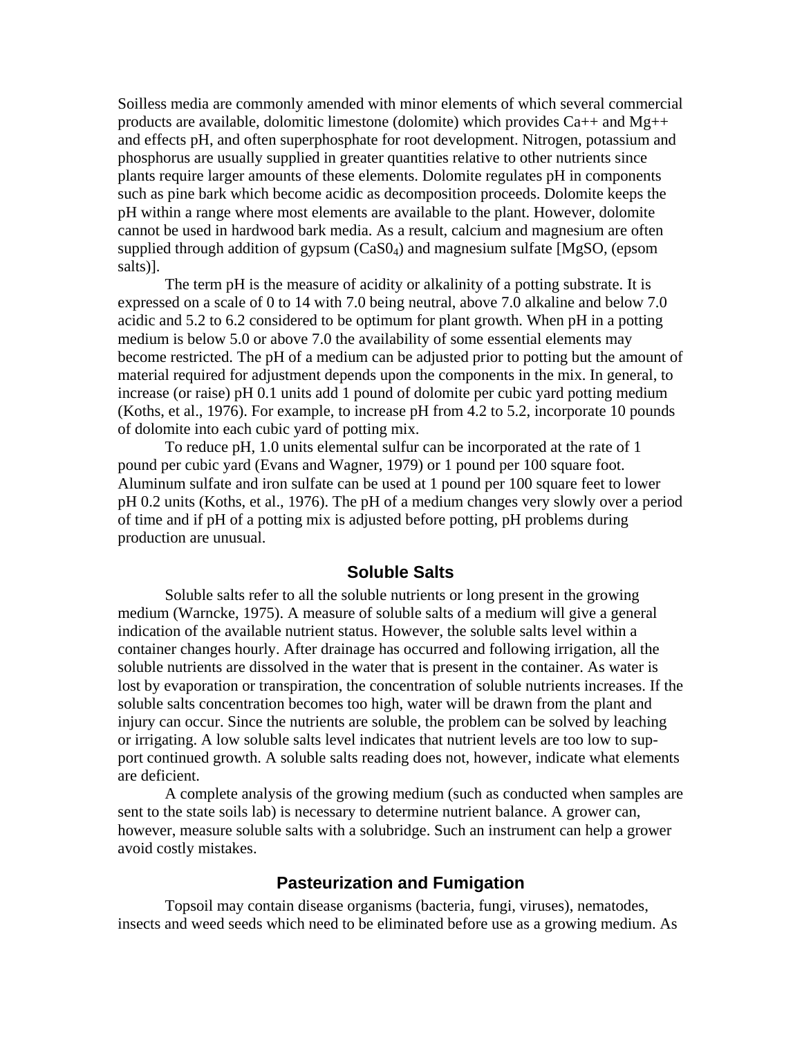Soilless media are commonly amended with minor elements of which several commercial products are available, dolomitic limestone (dolomite) which provides $Ca^{++}$ and $Mg^{++}$ and effects pH, and often superphosphate for root development. Nitrogen, potassium and phosphorus are usually supplied in greater quantities relative to other nutrients since plants require larger amounts of these elements. Dolomite regulates pH in components such as pine bark which become acidic as decomposition proceeds. Dolomite keeps the pH within a range where most elements are available to the plant. However, dolomite cannot be used in hardwood bark media. As a result, calcium and magnesium are often supplied through addition of gypsum ($CaS0_4$) and magnesium sulfate [MgSO, (epsom salts)].

The term pH is the measure of acidity or alkalinity of a potting substrate. It is expressed on a scale of 0 to 14 with 7.0 being neutral, above 7.0 alkaline and below 7.0 acidic and 5.2 to 6.2 considered to be optimum for plant growth. When pH in a potting medium is below 5.0 or above 7.0 the availability of some essential elements may become restricted. The pH of a medium can be adjusted prior to potting but the amount of material required for adjustment depends upon the components in the mix. In general, to increase (or raise) pH 0.1 units add 1 pound of dolomite per cubic yard potting medium (Koths, et al., 1976). For example, to increase pH from 4.2 to 5.2, incorporate 10 pounds of dolomite into each cubic yard of potting mix.

To reduce pH, 1.0 units elemental sulfur can be incorporated at the rate of 1 pound per cubic yard (Evans and Wagner, 1979) or 1 pound per 100 square foot. Aluminum sulfate and iron sulfate can be used at 1 pound per 100 square feet to lower pH 0.2 units (Koths, et al., 1976). The pH of a medium changes very slowly over a period of time and if pH of a potting mix is adjusted before potting, pH problems during production are unusual.

## Soluble Salts

Soluble salts refer to all the soluble nutrients or long present in the growing medium (Warncke, 1975). A measure of soluble salts of a medium will give a general indication of the available nutrient status. However, the soluble salts level within a container changes hourly. After drainage has occurred and following irrigation, all the soluble nutrients are dissolved in the water that is present in the container. As water is lost by evaporation or transpiration, the concentration of soluble nutrients increases. If the soluble salts concentration becomes too high, water will be drawn from the plant and injury can occur. Since the nutrients are soluble, the problem can be solved by leaching or irrigating. A low soluble salts level indicates that nutrient levels are too low to support continued growth. A soluble salts reading does not, however, indicate what elements are deficient.

A complete analysis of the growing medium (such as conducted when samples are sent to the state soils lab) is necessary to determine nutrient balance. A grower can, however, measure soluble salts with a solubridge. Such an instrument can help a grower avoid costly mistakes.

## Pasteurization and Fumigation

Topsoil may contain disease organisms (bacteria, fungi, viruses), nematodes, insects and weed seeds which need to be eliminated before use as a growing medium. As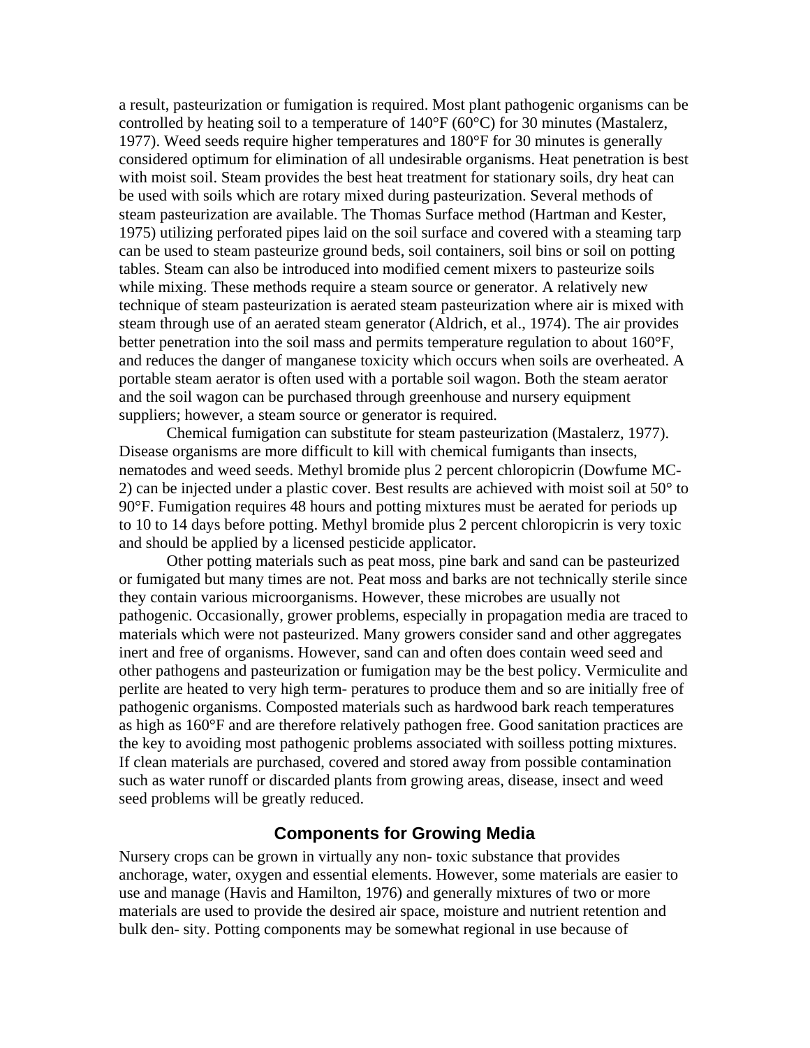a result, pasteurization or fumigation is required. Most plant pathogenic organisms can be controlled by heating soil to a temperature of 140°F (60°C) for 30 minutes (Mastalerz, 1977). Weed seeds require higher temperatures and 180°F for 30 minutes is generally considered optimum for elimination of all undesirable organisms. Heat penetration is best with moist soil. Steam provides the best heat treatment for stationary soils, dry heat can be used with soils which are rotary mixed during pasteurization. Several methods of steam pasteurization are available. The Thomas Surface method (Hartman and Kester, 1975) utilizing perforated pipes laid on the soil surface and covered with a steaming tarp can be used to steam pasteurize ground beds, soil containers, soil bins or soil on potting tables. Steam can also be introduced into modified cement mixers to pasteurize soils while mixing. These methods require a steam source or generator. A relatively new technique of steam pasteurization is aerated steam pasteurization where air is mixed with steam through use of an aerated steam generator (Aldrich, et al., 1974). The air provides better penetration into the soil mass and permits temperature regulation to about 160°F, and reduces the danger of manganese toxicity which occurs when soils are overheated. A portable steam aerator is often used with a portable soil wagon. Both the steam aerator and the soil wagon can be purchased through greenhouse and nursery equipment suppliers; however, a steam source or generator is required.

Chemical fumigation can substitute for steam pasteurization (Mastalerz, 1977). Disease organisms are more difficult to kill with chemical fumigants than insects, nematodes and weed seeds. Methyl bromide plus 2 percent chloropicrin (Dowfume MC-2) can be injected under a plastic cover. Best results are achieved with moist soil at 50° to 90°F. Fumigation requires 48 hours and potting mixtures must be aerated for periods up to 10 to 14 days before potting. Methyl bromide plus 2 percent chloropicrin is very toxic and should be applied by a licensed pesticide applicator.

Other potting materials such as peat moss, pine bark and sand can be pasteurized or fumigated but many times are not. Peat moss and barks are not technically sterile since they contain various microorganisms. However, these microbes are usually not pathogenic. Occasionally, grower problems, especially in propagation media are traced to materials which were not pasteurized. Many growers consider sand and other aggregates inert and free of organisms. However, sand can and often does contain weed seed and other pathogens and pasteurization or fumigation may be the best policy. Vermiculite and perlite are heated to very high term- peratures to produce them and so are initially free of pathogenic organisms. Composted materials such as hardwood bark reach temperatures as high as 160°F and are therefore relatively pathogen free. Good sanitation practices are the key to avoiding most pathogenic problems associated with soilless potting mixtures. If clean materials are purchased, covered and stored away from possible contamination such as water runoff or discarded plants from growing areas, disease, insect and weed seed problems will be greatly reduced.

## Components for Growing Media

Nursery crops can be grown in virtually any non- toxic substance that provides anchorage, water, oxygen and essential elements. However, some materials are easier to use and manage (Havis and Hamilton, 1976) and generally mixtures of two or more materials are used to provide the desired air space, moisture and nutrient retention and bulk den- sity. Potting components may be somewhat regional in use because of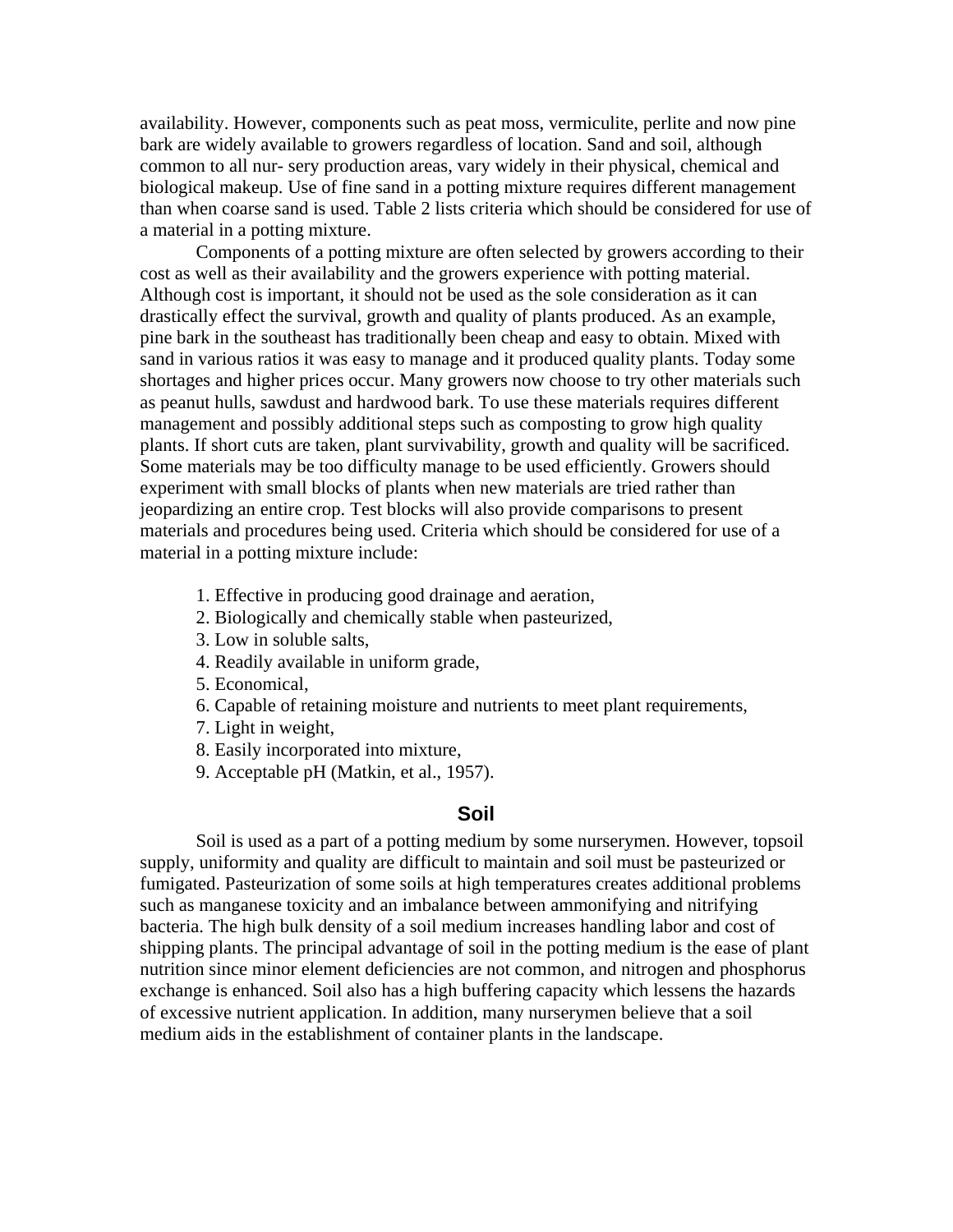availability. However, components such as peat moss, vermiculite, perlite and now pine bark are widely available to growers regardless of location. Sand and soil, although common to all nur- sery production areas, vary widely in their physical, chemical and biological makeup. Use of fine sand in a potting mixture requires different management than when coarse sand is used. Table 2 lists criteria which should be considered for use of a material in a potting mixture.

Components of a potting mixture are often selected by growers according to their cost as well as their availability and the growers experience with potting material. Although cost is important, it should not be used as the sole consideration as it can drastically effect the survival, growth and quality of plants produced. As an example, pine bark in the southeast has traditionally been cheap and easy to obtain. Mixed with sand in various ratios it was easy to manage and it produced quality plants. Today some shortages and higher prices occur. Many growers now choose to try other materials such as peanut hulls, sawdust and hardwood bark. To use these materials requires different management and possibly additional steps such as composting to grow high quality plants. If short cuts are taken, plant survivability, growth and quality will be sacrificed. Some materials may be too difficulty manage to be used efficiently. Growers should experiment with small blocks of plants when new materials are tried rather than jeopardizing an entire crop. Test blocks will also provide comparisons to present materials and procedures being used. Criteria which should be considered for use of a material in a potting mixture include:

1. Effective in producing good drainage and aeration,
2. Biologically and chemically stable when pasteurized,
3. Low in soluble salts,
4. Readily available in uniform grade,
5. Economical,
6. Capable of retaining moisture and nutrients to meet plant requirements,
7. Light in weight,
8. Easily incorporated into mixture,
9. Acceptable pH (Matkin, et al., 1957).

## Soil

Soil is used as a part of a potting medium by some nurserymen. However, topsoil supply, uniformity and quality are difficult to maintain and soil must be pasteurized or fumigated. Pasteurization of some soils at high temperatures creates additional problems such as manganese toxicity and an imbalance between ammonifying and nitrifying bacteria. The high bulk density of a soil medium increases handling labor and cost of shipping plants. The principal advantage of soil in the potting medium is the ease of plant nutrition since minor element deficiencies are not common, and nitrogen and phosphorus exchange is enhanced. Soil also has a high buffering capacity which lessens the hazards of excessive nutrient application. In addition, many nurserymen believe that a soil medium aids in the establishment of container plants in the landscape.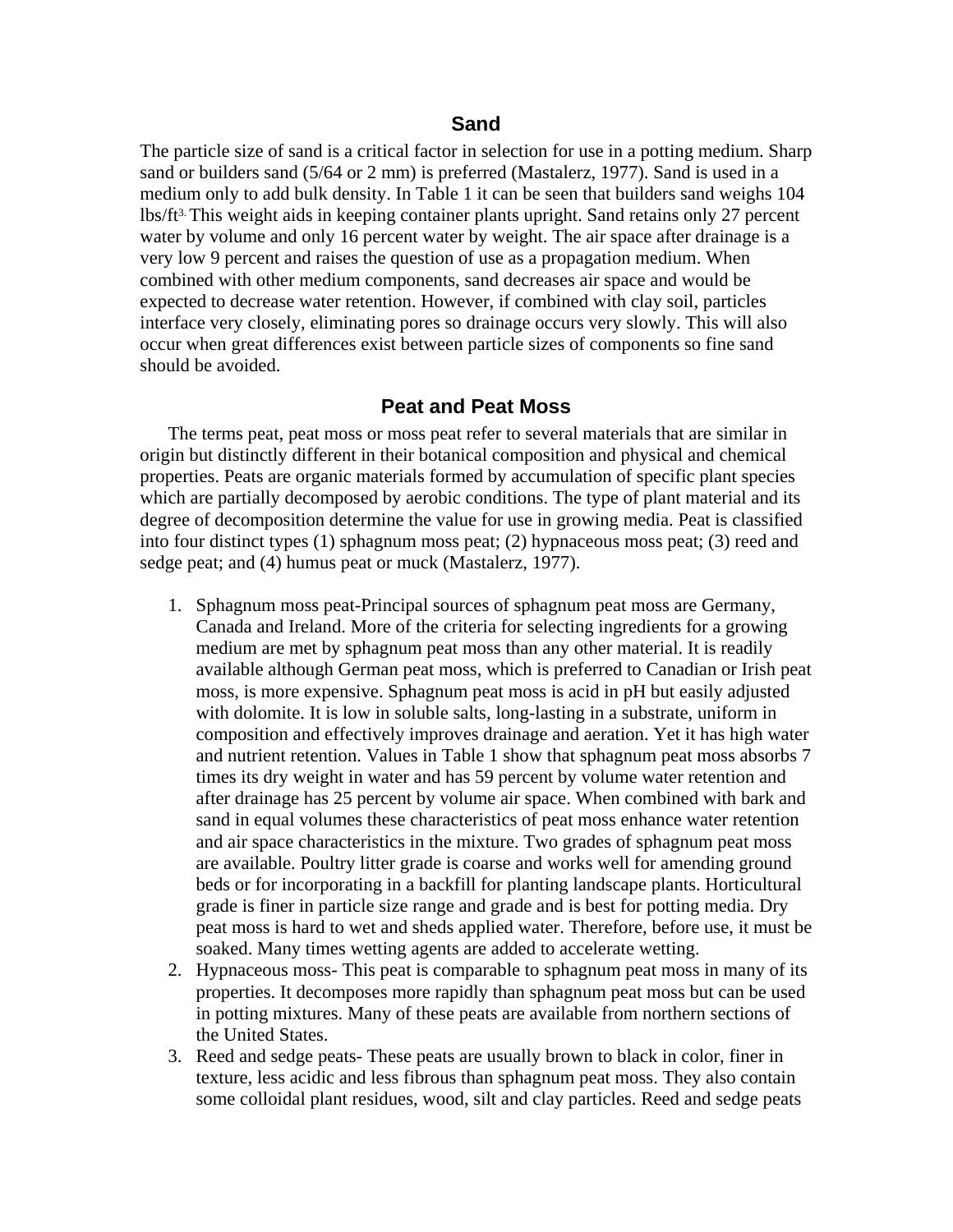## Sand

The particle size of sand is a critical factor in selection for use in a potting medium. Sharp sand or builders sand (5/64 or 2 mm) is preferred (Mastalerz, 1977). Sand is used in a medium only to add bulk density. In Table 1 it can be seen that builders sand weighs 104 lbs/$ft^3$. This weight aids in keeping container plants upright. Sand retains only 27 percent water by volume and only 16 percent water by weight. The air space after drainage is a very low 9 percent and raises the question of use as a propagation medium. When combined with other medium components, sand decreases air space and would be expected to decrease water retention. However, if combined with clay soil, particles interface very closely, eliminating pores so drainage occurs very slowly. This will also occur when great differences exist between particle sizes of components so fine sand should be avoided.

## Peat and Peat Moss

The terms peat, peat moss or moss peat refer to several materials that are similar in origin but distinctly different in their botanical composition and physical and chemical properties. Peats are organic materials formed by accumulation of specific plant species which are partially decomposed by aerobic conditions. The type of plant material and its degree of decomposition determine the value for use in growing media. Peat is classified into four distinct types (1) sphagnum moss peat; (2) hypnaceous moss peat; (3) reed and sedge peat; and (4) humus peat or muck (Mastalerz, 1977).

1. Sphagnum moss peat-Principal sources of sphagnum peat moss are Germany, Canada and Ireland. More of the criteria for selecting ingredients for a growing medium are met by sphagnum peat moss than any other material. It is readily available although German peat moss, which is preferred to Canadian or Irish peat moss, is more expensive. Sphagnum peat moss is acid in pH but easily adjusted with dolomite. It is low in soluble salts, long-lasting in a substrate, uniform in composition and effectively improves drainage and aeration. Yet it has high water and nutrient retention. Values in Table 1 show that sphagnum peat moss absorbs 7 times its dry weight in water and has 59 percent by volume water retention and after drainage has 25 percent by volume air space. When combined with bark and sand in equal volumes these characteristics of peat moss enhance water retention and air space characteristics in the mixture. Two grades of sphagnum peat moss are available. Poultry litter grade is coarse and works well for amending ground beds or for incorporating in a backfill for planting landscape plants. Horticultural grade is finer in particle size range and grade and is best for potting media. Dry peat moss is hard to wet and sheds applied water. Therefore, before use, it must be soaked. Many times wetting agents are added to accelerate wetting.
2. Hypnaceous moss- This peat is comparable to sphagnum peat moss in many of its properties. It decomposes more rapidly than sphagnum peat moss but can be used in potting mixtures. Many of these peats are available from northern sections of the United States.
3. Reed and sedge peats- These peats are usually brown to black in color, finer in texture, less acidic and less fibrous than sphagnum peat moss. They also contain some colloidal plant residues, wood, silt and clay particles. Reed and sedge peats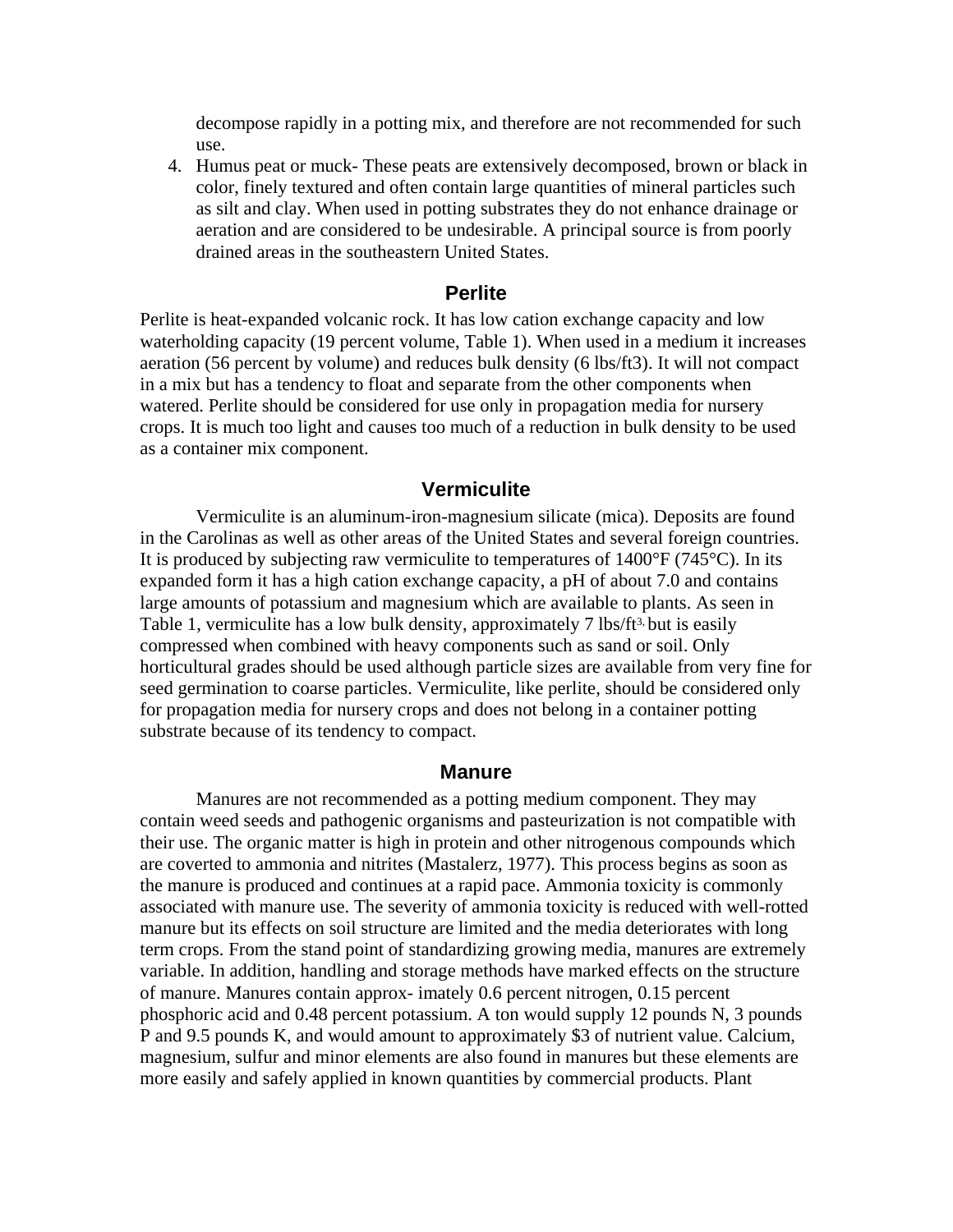decompose rapidly in a potting mix, and therefore are not recommended for such use.

4. Humus peat or muck- These peats are extensively decomposed, brown or black in color, finely textured and often contain large quantities of mineral particles such as silt and clay. When used in potting substrates they do not enhance drainage or aeration and are considered to be undesirable. A principal source is from poorly drained areas in the southeastern United States.

## Perlite

Perlite is heat-expanded volcanic rock. It has low cation exchange capacity and low waterholding capacity (19 percent volume, Table 1). When used in a medium it increases aeration (56 percent by volume) and reduces bulk density (6 lbs/ft3). It will not compact in a mix but has a tendency to float and separate from the other components when watered. Perlite should be considered for use only in propagation media for nursery crops. It is much too light and causes too much of a reduction in bulk density to be used as a container mix component.

## Vermiculite

Vermiculite is an aluminum-iron-magnesium silicate (mica). Deposits are found in the Carolinas as well as other areas of the United States and several foreign countries. It is produced by subjecting raw vermiculite to temperatures of 1400°F (745°C). In its expanded form it has a high cation exchange capacity, a pH of about 7.0 and contains large amounts of potassium and magnesium which are available to plants. As seen in Table 1, vermiculite has a low bulk density, approximately 7 lbs/ft$^{3,}$ but is easily compressed when combined with heavy components such as sand or soil. Only horticultural grades should be used although particle sizes are available from very fine for seed germination to coarse particles. Vermiculite, like perlite, should be considered only for propagation media for nursery crops and does not belong in a container potting substrate because of its tendency to compact.

## Manure

Manures are not recommended as a potting medium component. They may contain weed seeds and pathogenic organisms and pasteurization is not compatible with their use. The organic matter is high in protein and other nitrogenous compounds which are coverted to ammonia and nitrites (Mastalerz, 1977). This process begins as soon as the manure is produced and continues at a rapid pace. Ammonia toxicity is commonly associated with manure use. The severity of ammonia toxicity is reduced with well-rotted manure but its effects on soil structure are limited and the media deteriorates with long term crops. From the stand point of standardizing growing media, manures are extremely variable. In addition, handling and storage methods have marked effects on the structure of manure. Manures contain approx- imately 0.6 percent nitrogen, 0.15 percent phosphoric acid and 0.48 percent potassium. A ton would supply 12 pounds N, 3 pounds P and 9.5 pounds K, and would amount to approximately $3 of nutrient value. Calcium, magnesium, sulfur and minor elements are also found in manures but these elements are more easily and safely applied in known quantities by commercial products. Plant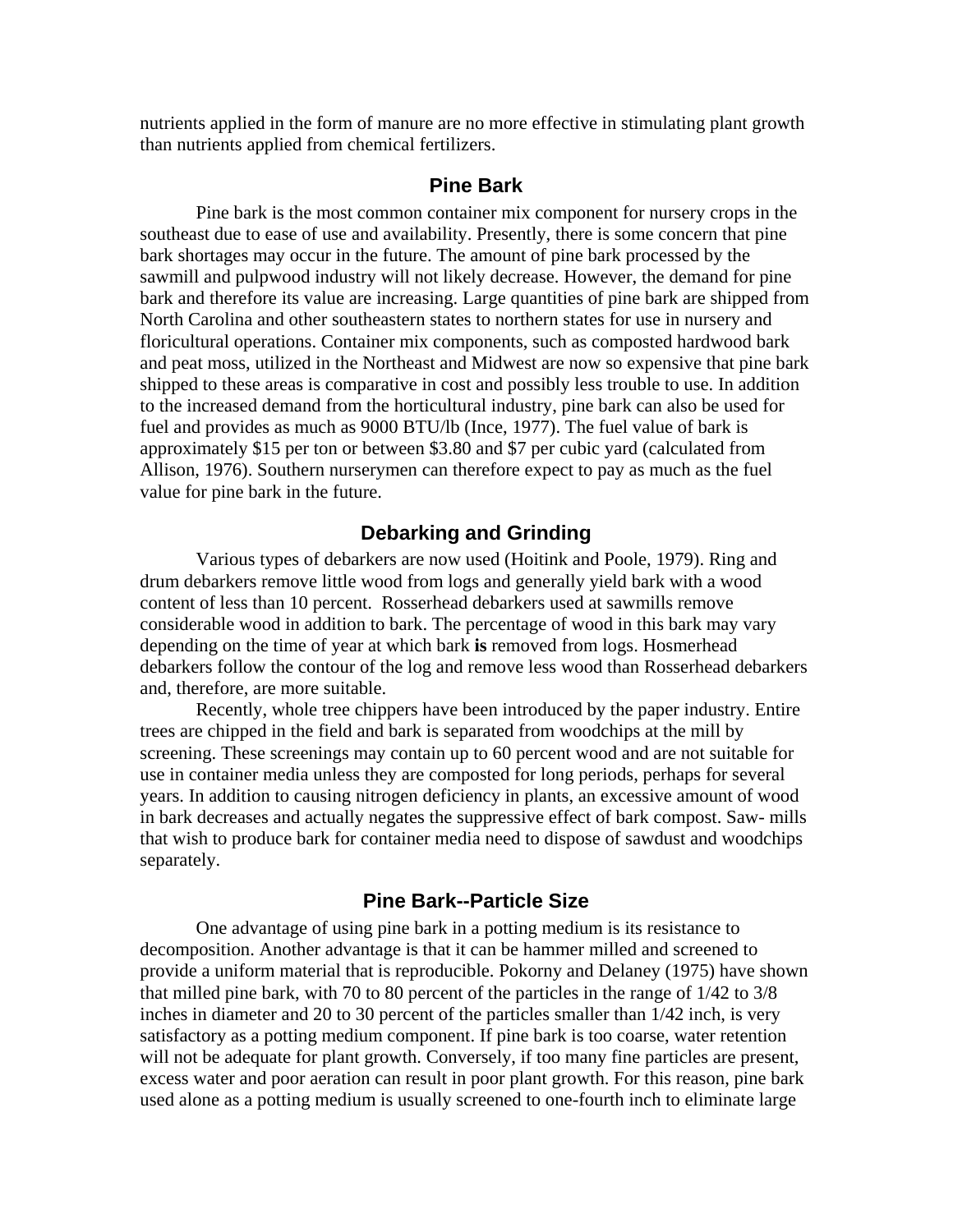nutrients applied in the form of manure are no more effective in stimulating plant growth than nutrients applied from chemical fertilizers.

## Pine Bark

Pine bark is the most common container mix component for nursery crops in the southeast due to ease of use and availability. Presently, there is some concern that pine bark shortages may occur in the future. The amount of pine bark processed by the sawmill and pulpwood industry will not likely decrease. However, the demand for pine bark and therefore its value are increasing. Large quantities of pine bark are shipped from North Carolina and other southeastern states to northern states for use in nursery and floricultural operations. Container mix components, such as composted hardwood bark and peat moss, utilized in the Northeast and Midwest are now so expensive that pine bark shipped to these areas is comparative in cost and possibly less trouble to use. In addition to the increased demand from the horticultural industry, pine bark can also be used for fuel and provides as much as 9000 BTU/lb (Ince, 1977). The fuel value of bark is approximately $15 per ton or between $3.80 and $7 per cubic yard (calculated from Allison, 1976). Southern nurserymen can therefore expect to pay as much as the fuel value for pine bark in the future.

## Debarking and Grinding

Various types of debarkers are now used (Hoitink and Poole, 1979). Ring and drum debarkers remove little wood from logs and generally yield bark with a wood content of less than 10 percent. Rosserhead debarkers used at sawmills remove considerable wood in addition to bark. The percentage of wood in this bark may vary depending on the time of year at which bark **is** removed from logs. Hosmerhead debarkers follow the contour of the log and remove less wood than Rosserhead debarkers and, therefore, are more suitable.

Recently, whole tree chippers have been introduced by the paper industry. Entire trees are chipped in the field and bark is separated from woodchips at the mill by screening. These screenings may contain up to 60 percent wood and are not suitable for use in container media unless they are composted for long periods, perhaps for several years. In addition to causing nitrogen deficiency in plants, an excessive amount of wood in bark decreases and actually negates the suppressive effect of bark compost. Saw- mills that wish to produce bark for container media need to dispose of sawdust and woodchips separately.

## Pine Bark--Particle Size

One advantage of using pine bark in a potting medium is its resistance to decomposition. Another advantage is that it can be hammer milled and screened to provide a uniform material that is reproducible. Pokorny and Delaney (1975) have shown that milled pine bark, with 70 to 80 percent of the particles in the range of 1/42 to 3/8 inches in diameter and 20 to 30 percent of the particles smaller than 1/42 inch, is very satisfactory as a potting medium component. If pine bark is too coarse, water retention will not be adequate for plant growth. Conversely, if too many fine particles are present, excess water and poor aeration can result in poor plant growth. For this reason, pine bark used alone as a potting medium is usually screened to one-fourth inch to eliminate large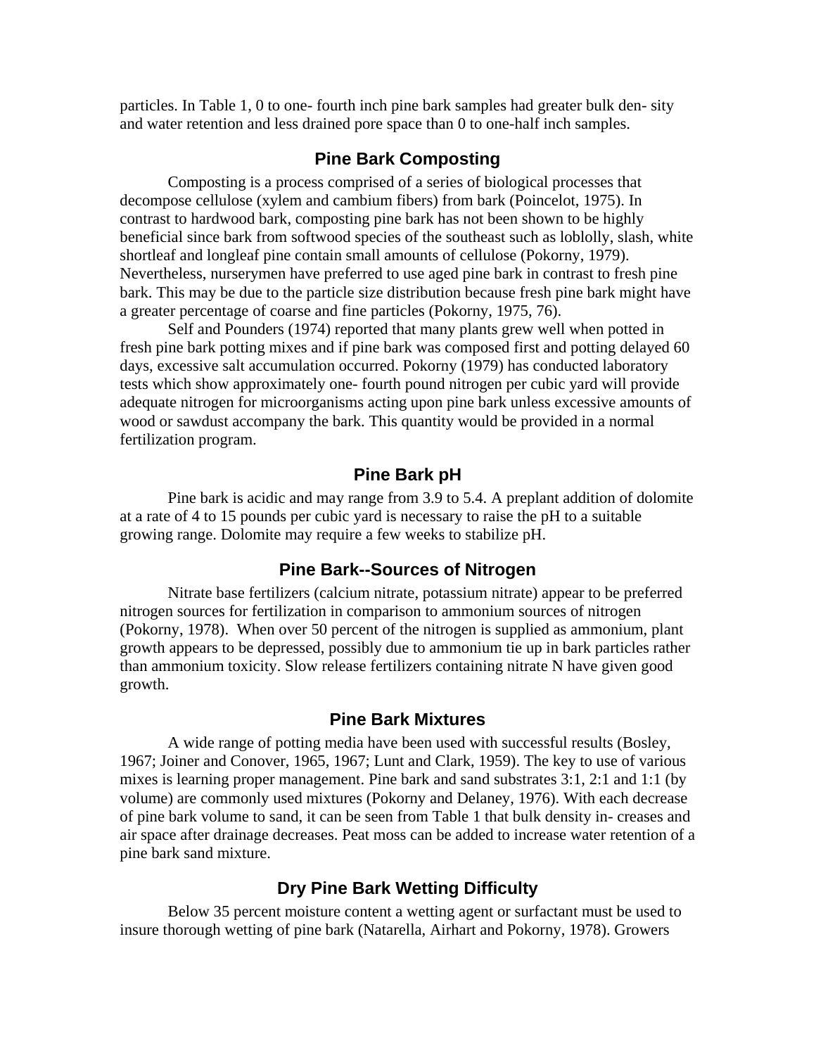particles. In Table 1, 0 to one- fourth inch pine bark samples had greater bulk den- sity and water retention and less drained pore space than 0 to one-half inch samples.

## Pine Bark Composting

Composting is a process comprised of a series of biological processes that decompose cellulose (xylem and cambium fibers) from bark (Poincelot, 1975). In contrast to hardwood bark, composting pine bark has not been shown to be highly beneficial since bark from softwood species of the southeast such as loblolly, slash, white shortleaf and longleaf pine contain small amounts of cellulose (Pokorny, 1979). Nevertheless, nurserymen have preferred to use aged pine bark in contrast to fresh pine bark. This may be due to the particle size distribution because fresh pine bark might have a greater percentage of coarse and fine particles (Pokorny, 1975, 76).

Self and Pounders (1974) reported that many plants grew well when potted in fresh pine bark potting mixes and if pine bark was composed first and potting delayed 60 days, excessive salt accumulation occurred. Pokorny (1979) has conducted laboratory tests which show approximately one- fourth pound nitrogen per cubic yard will provide adequate nitrogen for microorganisms acting upon pine bark unless excessive amounts of wood or sawdust accompany the bark. This quantity would be provided in a normal fertilization program.

## Pine Bark pH

Pine bark is acidic and may range from 3.9 to 5.4. A preplant addition of dolomite at a rate of 4 to 15 pounds per cubic yard is necessary to raise the pH to a suitable growing range. Dolomite may require a few weeks to stabilize pH.

## Pine Bark--Sources of Nitrogen

Nitrate base fertilizers (calcium nitrate, potassium nitrate) appear to be preferred nitrogen sources for fertilization in comparison to ammonium sources of nitrogen (Pokorny, 1978). When over 50 percent of the nitrogen is supplied as ammonium, plant growth appears to be depressed, possibly due to ammonium tie up in bark particles rather than ammonium toxicity. Slow release fertilizers containing nitrate N have given good growth.

## Pine Bark Mixtures

A wide range of potting media have been used with successful results (Bosley, 1967; Joiner and Conover, 1965, 1967; Lunt and Clark, 1959). The key to use of various mixes is learning proper management. Pine bark and sand substrates 3:1, 2:1 and 1:1 (by volume) are commonly used mixtures (Pokorny and Delaney, 1976). With each decrease of pine bark volume to sand, it can be seen from Table 1 that bulk density in- creases and air space after drainage decreases. Peat moss can be added to increase water retention of a pine bark sand mixture.

## Dry Pine Bark Wetting Difficulty

Below 35 percent moisture content a wetting agent or surfactant must be used to insure thorough wetting of pine bark (Natarella, Airhart and Pokorny, 1978). Growers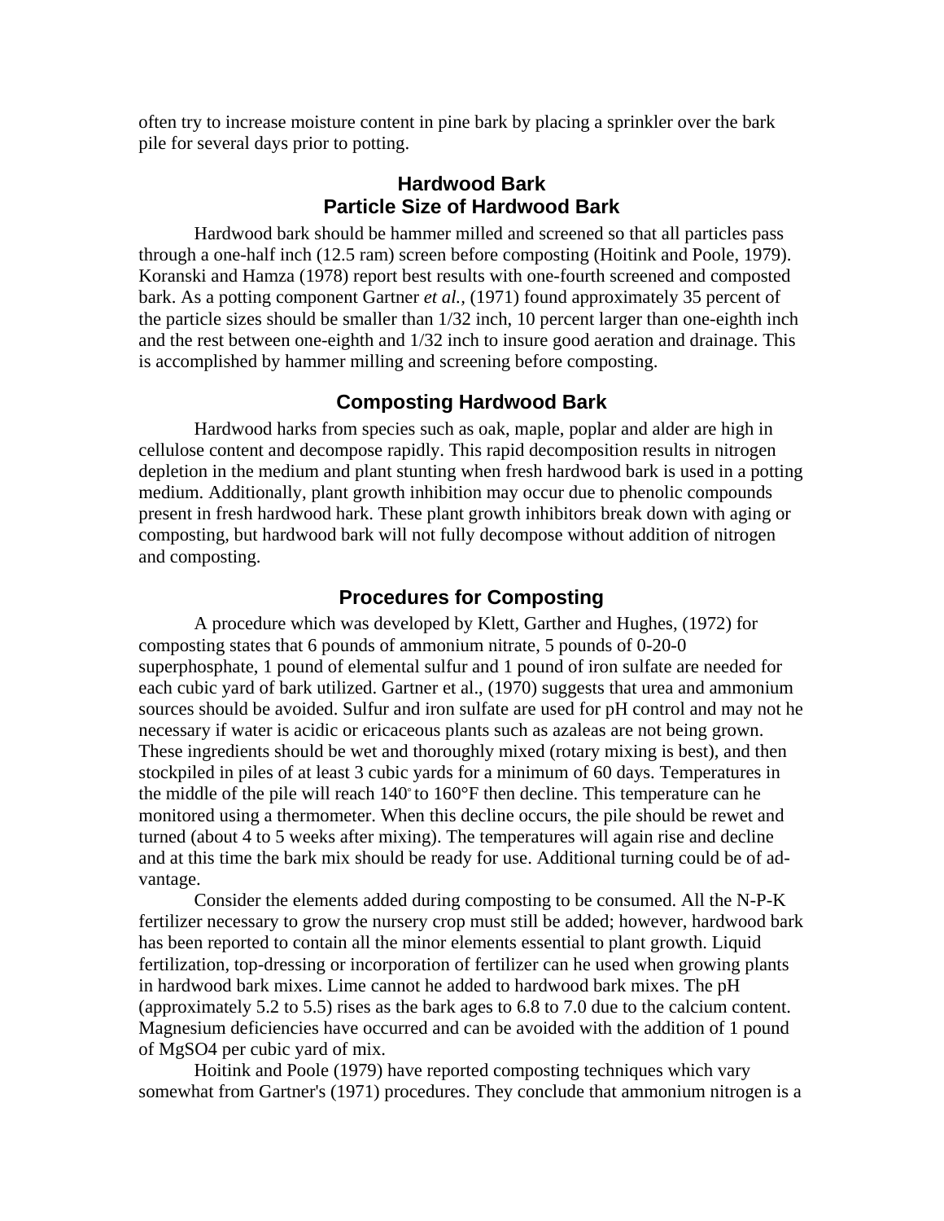often try to increase moisture content in pine bark by placing a sprinkler over the bark pile for several days prior to potting.

## Hardwood Bark
## Particle Size of Hardwood Bark

Hardwood bark should be hammer milled and screened so that all particles pass through a one-half inch (12.5 ram) screen before composting (Hoitink and Poole, 1979). Koranski and Hamza (1978) report best results with one-fourth screened and composted bark. As a potting component Gartner *et al.,* (1971) found approximately 35 percent of the particle sizes should be smaller than 1/32 inch, 10 percent larger than one-eighth inch and the rest between one-eighth and 1/32 inch to insure good aeration and drainage. This is accomplished by hammer milling and screening before composting.

## Composting Hardwood Bark

Hardwood harks from species such as oak, maple, poplar and alder are high in cellulose content and decompose rapidly. This rapid decomposition results in nitrogen depletion in the medium and plant stunting when fresh hardwood bark is used in a potting medium. Additionally, plant growth inhibition may occur due to phenolic compounds present in fresh hardwood hark. These plant growth inhibitors break down with aging or composting, but hardwood bark will not fully decompose without addition of nitrogen and composting.

## Procedures for Composting

A procedure which was developed by Klett, Garther and Hughes, (1972) for composting states that 6 pounds of ammonium nitrate, 5 pounds of 0-20-0 superphosphate, 1 pound of elemental sulfur and 1 pound of iron sulfate are needed for each cubic yard of bark utilized. Gartner et al., (1970) suggests that urea and ammonium sources should be avoided. Sulfur and iron sulfate are used for pH control and may not he necessary if water is acidic or ericaceous plants such as azaleas are not being grown. These ingredients should be wet and thoroughly mixed (rotary mixing is best), and then stockpiled in piles of at least 3 cubic yards for a minimum of 60 days. Temperatures in the middle of the pile will reach 140° to 160°F then decline. This temperature can he monitored using a thermometer. When this decline occurs, the pile should be rewet and turned (about 4 to 5 weeks after mixing). The temperatures will again rise and decline and at this time the bark mix should be ready for use. Additional turning could be of advantage.

Consider the elements added during composting to be consumed. All the N-P-K fertilizer necessary to grow the nursery crop must still be added; however, hardwood bark has been reported to contain all the minor elements essential to plant growth. Liquid fertilization, top-dressing or incorporation of fertilizer can he used when growing plants in hardwood bark mixes. Lime cannot he added to hardwood bark mixes. The pH (approximately 5.2 to 5.5) rises as the bark ages to 6.8 to 7.0 due to the calcium content. Magnesium deficiencies have occurred and can be avoided with the addition of 1 pound of $MgSO_4$ per cubic yard of mix.

Hoitink and Poole (1979) have reported composting techniques which vary somewhat from Gartner's (1971) procedures. They conclude that ammonium nitrogen is a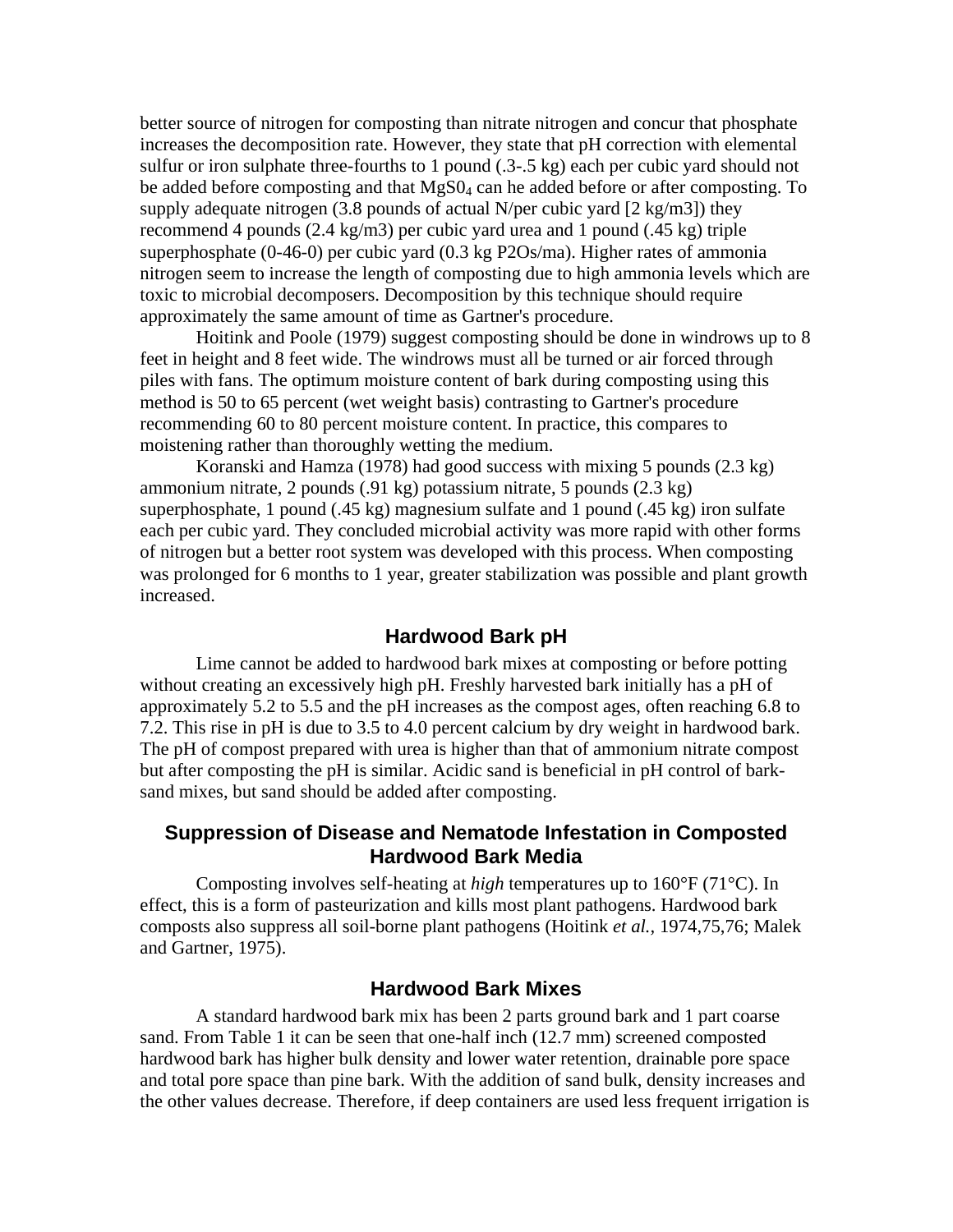better source of nitrogen for composting than nitrate nitrogen and concur that phosphate increases the decomposition rate. However, they state that pH correction with elemental sulfur or iron sulphate three-fourths to 1 pound (.3-.5 kg) each per cubic yard should not be added before composting and that $MgS0_4$ can he added before or after composting. To supply adequate nitrogen (3.8 pounds of actual N/per cubic yard [2 kg/m3]) they recommend 4 pounds (2.4 kg/m3) per cubic yard urea and 1 pound (.45 kg) triple superphosphate (0-46-0) per cubic yard (0.3 kg P2Os/ma). Higher rates of ammonia nitrogen seem to increase the length of composting due to high ammonia levels which are toxic to microbial decomposers. Decomposition by this technique should require approximately the same amount of time as Gartner's procedure.

Hoitink and Poole (1979) suggest composting should be done in windrows up to 8 feet in height and 8 feet wide. The windrows must all be turned or air forced through piles with fans. The optimum moisture content of bark during composting using this method is 50 to 65 percent (wet weight basis) contrasting to Gartner's procedure recommending 60 to 80 percent moisture content. In practice, this compares to moistening rather than thoroughly wetting the medium.

Koranski and Hamza (1978) had good success with mixing 5 pounds (2.3 kg) ammonium nitrate, 2 pounds (.91 kg) potassium nitrate, 5 pounds (2.3 kg) superphosphate, 1 pound (.45 kg) magnesium sulfate and 1 pound (.45 kg) iron sulfate each per cubic yard. They concluded microbial activity was more rapid with other forms of nitrogen but a better root system was developed with this process. When composting was prolonged for 6 months to 1 year, greater stabilization was possible and plant growth increased.

## Hardwood Bark pH

Lime cannot be added to hardwood bark mixes at composting or before potting without creating an excessively high pH. Freshly harvested bark initially has a pH of approximately 5.2 to 5.5 and the pH increases as the compost ages, often reaching 6.8 to 7.2. This rise in pH is due to 3.5 to 4.0 percent calcium by dry weight in hardwood bark. The pH of compost prepared with urea is higher than that of ammonium nitrate compost but after composting the pH is similar. Acidic sand is beneficial in pH control of bark-sand mixes, but sand should be added after composting.

## Suppression of Disease and Nematode Infestation in Composted Hardwood Bark Media

Composting involves self-heating at *high* temperatures up to 160°F (71°C). In effect, this is a form of pasteurization and kills most plant pathogens. Hardwood bark composts also suppress all soil-borne plant pathogens (Hoitink *et al.*, 1974,75,76; Malek and Gartner, 1975).

## Hardwood Bark Mixes

A standard hardwood bark mix has been 2 parts ground bark and 1 part coarse sand. From Table 1 it can be seen that one-half inch (12.7 mm) screened composted hardwood bark has higher bulk density and lower water retention, drainable pore space and total pore space than pine bark. With the addition of sand bulk, density increases and the other values decrease. Therefore, if deep containers are used less frequent irrigation is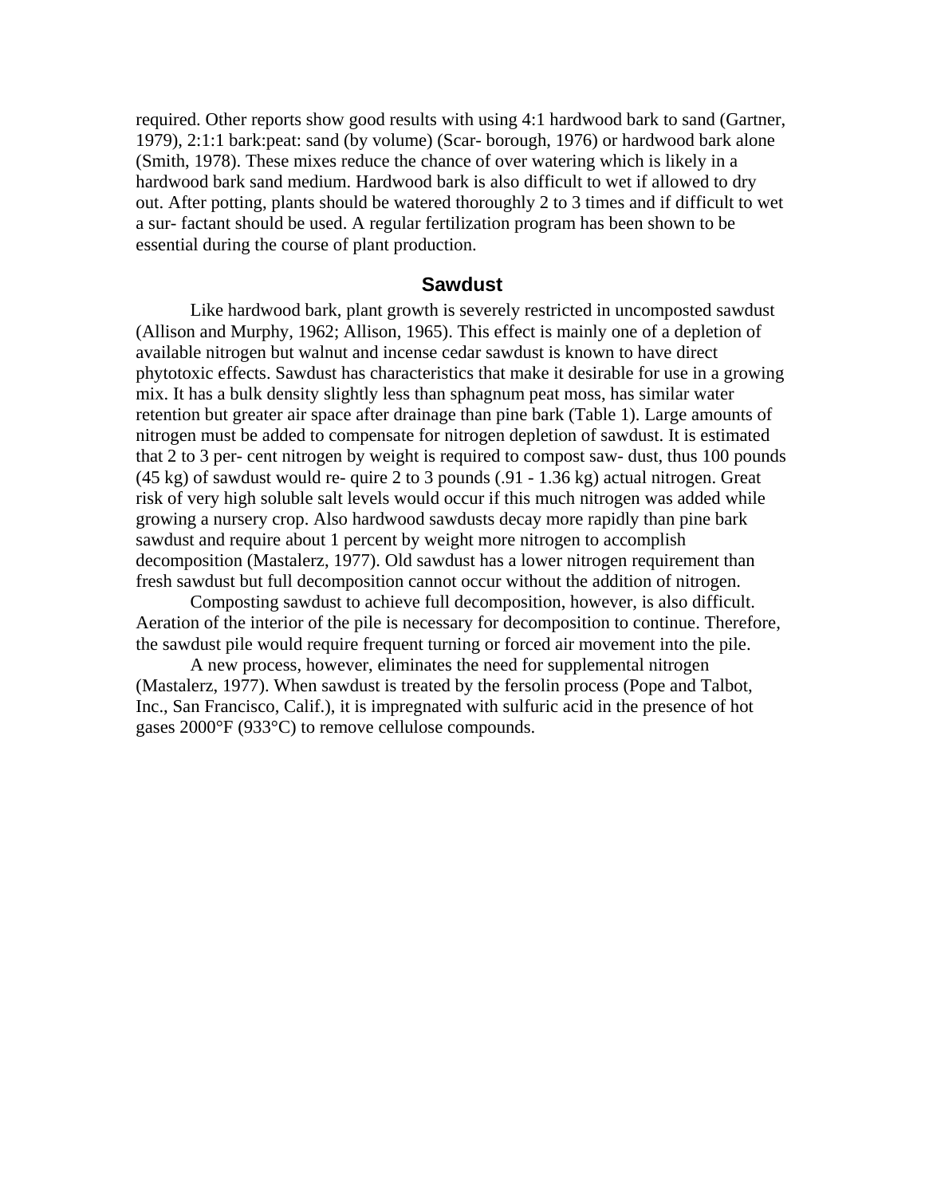required. Other reports show good results with using 4:1 hardwood bark to sand (Gartner, 1979), 2:1:1 bark:peat: sand (by volume) (Scar- borough, 1976) or hardwood bark alone (Smith, 1978). These mixes reduce the chance of over watering which is likely in a hardwood bark sand medium. Hardwood bark is also difficult to wet if allowed to dry out. After potting, plants should be watered thoroughly 2 to 3 times and if difficult to wet a sur- factant should be used. A regular fertilization program has been shown to be essential during the course of plant production.

## Sawdust

Like hardwood bark, plant growth is severely restricted in uncomposted sawdust (Allison and Murphy, 1962; Allison, 1965). This effect is mainly one of a depletion of available nitrogen but walnut and incense cedar sawdust is known to have direct phytotoxic effects. Sawdust has characteristics that make it desirable for use in a growing mix. It has a bulk density slightly less than sphagnum peat moss, has similar water retention but greater air space after drainage than pine bark (Table 1). Large amounts of nitrogen must be added to compensate for nitrogen depletion of sawdust. It is estimated that 2 to 3 per- cent nitrogen by weight is required to compost saw- dust, thus 100 pounds (45 kg) of sawdust would re- quire 2 to 3 pounds (.91 - 1.36 kg) actual nitrogen. Great risk of very high soluble salt levels would occur if this much nitrogen was added while growing a nursery crop. Also hardwood sawdusts decay more rapidly than pine bark sawdust and require about 1 percent by weight more nitrogen to accomplish decomposition (Mastalerz, 1977). Old sawdust has a lower nitrogen requirement than fresh sawdust but full decomposition cannot occur without the addition of nitrogen.

Composting sawdust to achieve full decomposition, however, is also difficult. Aeration of the interior of the pile is necessary for decomposition to continue. Therefore, the sawdust pile would require frequent turning or forced air movement into the pile.

A new process, however, eliminates the need for supplemental nitrogen (Mastalerz, 1977). When sawdust is treated by the fersolin process (Pope and Talbot, Inc., San Francisco, Calif.), it is impregnated with sulfuric acid in the presence of hot gases 2000°F (933°C) to remove cellulose compounds.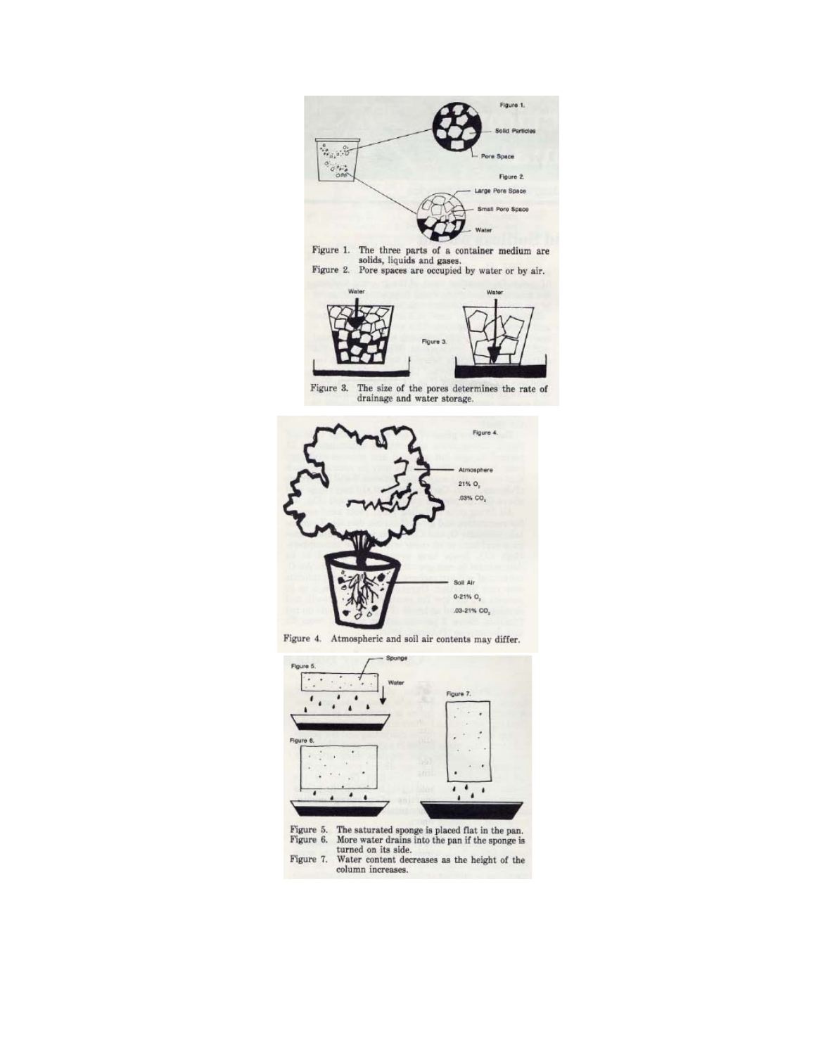Figure 1. The three parts of a container medium are solids, liquids and gases.

Figure 2. Pore spaces are occupied by water or by air.

Figure 3. The size of the pores determines the rate of drainage and water storage.

Figure 4. Atmospheric and soil air contents may differ.

Figure 5. The saturated sponge is placed flat in the pan.

Figure 6. More water drains into the pan if the sponge is turned on its side.

Figure 7. Water content decreases as the height of the column increases.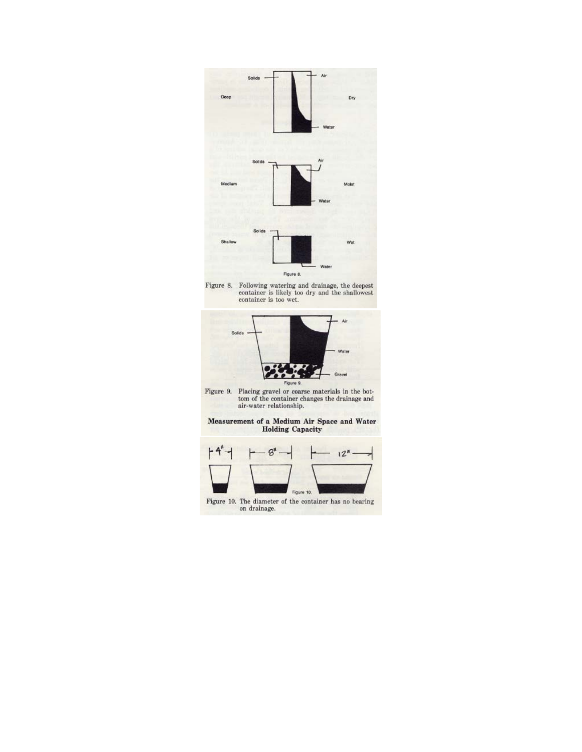Figure 8. Following watering and drainage, the deepest container is likely too dry and the shallowest container is too wet.

Figure 9. Placing gravel or coarse materials in the bottom of the container changes the drainage and air-water relationship.

## Measurement of a Medium Air Space and Water Holding Capacity

Figure 10. The diameter of the container has no bearing on drainage.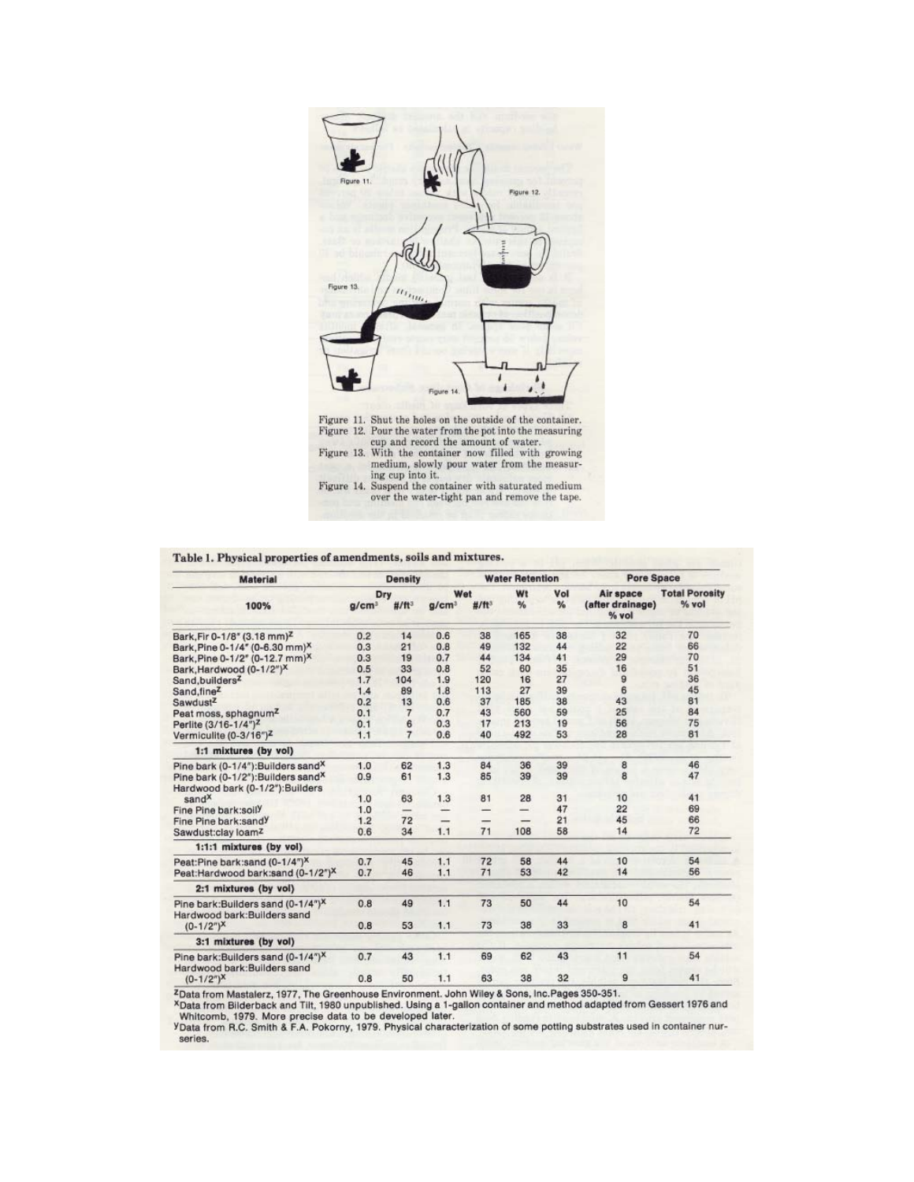Figure 11. Shut the holes on the outside of the container.
Figure 12. Pour the water from the pot into the measuring cup and record the amount of water.
Figure 13. With the container now filled with growing medium, slowly pour water from the measuring cup into it.
Figure 14. Suspend the container with saturated medium over the water-tight pan and remove the tape.

**Table 1. Physical properties of amendments, soils and mixtures.**

| Material | Density | | | | Water Retention | | Pore Space | |
|---|---|---|---|---|---|---|---|---|
| | Dry | | Wet | | | | | |
| 100% | g/cm³ | #/ft³ | g/cm³ | #/ft³ | Wt % | Vol % | Air space (after drainage) % vol | Total Porosity % vol |
| Bark, Fir 0-1/8" (3.18 mm)[z] | 0.2 | 14 | 0.6 | 38 | 165 | 38 | 32 | 70 |
| Bark, Pine 0-1/4" (0-6.30 mm)[x] | 0.3 | 21 | 0.8 | 49 | 132 | 44 | 22 | 66 |
| Bark, Pine 0-1/2" (0-12.7 mm)[x] | 0.3 | 19 | 0.7 | 44 | 134 | 41 | 29 | 70 |
| Bark, Hardwood (0-1/2")[x] | 0.5 | 33 | 0.8 | 52 | 60 | 35 | 16 | 51 |
| Sand, builders[z] | 1.7 | 104 | 1.9 | 120 | 16 | 27 | 9 | 36 |
| Sand, fine[z] | 1.4 | 89 | 1.8 | 113 | 27 | 39 | 6 | 45 |
| Sawdust[z] | 0.2 | 13 | 0.6 | 37 | 185 | 38 | 43 | 81 |
| Peat moss, sphagnum[z] | 0.1 | 7 | 0.7 | 43 | 560 | 59 | 25 | 84 |
| Perlite (3/16-1/4")[z] | 0.1 | 6 | 0.3 | 17 | 213 | 19 | 56 | 75 |
| Vermiculite (0-3/16")[z] | 1.1 | 7 | 0.6 | 40 | 492 | 53 | 28 | 81 |
| **1:1 mixtures (by vol)** | | | | | | | | |
| Pine bark (0-1/4"):Builders sand[x] | 1.0 | 62 | 1.3 | 84 | 36 | 39 | 8 | 46 |
| Pine bark (0-1/2"):Builders sand[x] | 0.9 | 61 | 1.3 | 85 | 39 | 39 | 8 | 47 |
| Hardwood bark (0-1/2"):Builders sand[x] | 1.0 | 63 | 1.3 | 81 | 28 | 31 | 10 | 41 |
| Fine Pine bark:soil[y] | 1.0 | — | — | — | — | 47 | 22 | 69 |
| Fine Pine bark:sand[y] | 1.2 | 72 | — | — | — | 21 | 45 | 66 |
| Sawdust:clay loam[z] | 0.6 | 34 | 1.1 | 71 | 108 | 58 | 14 | 72 |
| **1:1:1 mixtures (by vol)** | | | | | | | | |
| Peat:Pine bark:sand (0-1/4")[x] | 0.7 | 45 | 1.1 | 72 | 58 | 44 | 10 | 54 |
| Peat:Hardwood bark:sand (0-1/2")[x] | 0.7 | 46 | 1.1 | 71 | 53 | 42 | 14 | 56 |
| **2:1 mixtures (by vol)** | | | | | | | | |
| Pine bark:Builders sand (0-1/4")[x] | 0.8 | 49 | 1.1 | 73 | 50 | 44 | 10 | 54 |
| Hardwood bark:Builders sand (0-1/2")[x] | 0.8 | 53 | 1.1 | 73 | 38 | 33 | 8 | 41 |
| **3:1 mixtures (by vol)** | | | | | | | | |
| Pine bark:Builders sand (0-1/4")[x] | 0.7 | 43 | 1.1 | 69 | 62 | 43 | 11 | 54 |
| Hardwood bark:Builders sand (0-1/2")[x] | 0.8 | 50 | 1.1 | 63 | 38 | 32 | 9 | 41 |

[z]Data from Mastalerz, 1977, The Greenhouse Environment. John Wiley & Sons, Inc. Pages 350-351.
[x]Data from Bilderback and Tilt, 1980 unpublished. Using a 1-gallon container and method adapted from Gessert 1976 and Whitcomb, 1979. More precise data to be developed later.
[y]Data from R.C. Smith & F.A. Pokorny, 1979. Physical characterization of some potting substrates used in container nurseries.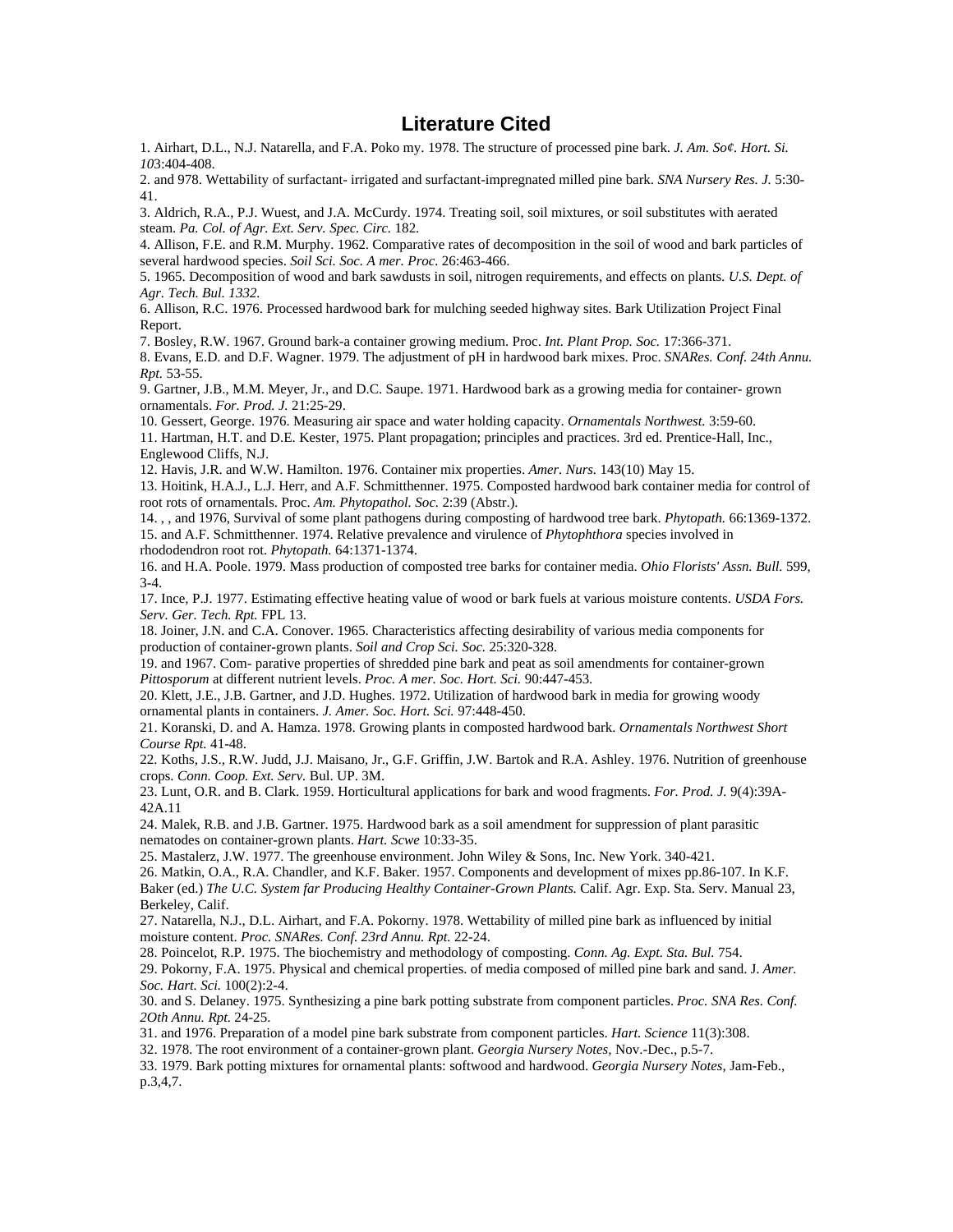# Literature Cited

1. Airhart, D.L., N.J. Natarella, and F.A. Poko my. 1978. The structure of processed pine bark. *J. Am. So¢. Hort. Si. 10*3:404-408.

2. and 978. Wettability of surfactant- irrigated and surfactant-impregnated milled pine bark. *SNA Nursery Res. J.* 5:30-41.

3. Aldrich, R.A., P.J. Wuest, and J.A. McCurdy. 1974. Treating soil, soil mixtures, or soil substitutes with aerated steam. *Pa. Col. of Agr. Ext. Serv. Spec. Circ.* 182.

4. Allison, F.E. and R.M. Murphy. 1962. Comparative rates of decomposition in the soil of wood and bark particles of several hardwood species. *Soil Sci. Soc. A mer. Proc.* 26:463-466.

5. 1965. Decomposition of wood and bark sawdusts in soil, nitrogen requirements, and effects on plants. *U.S. Dept. of Agr. Tech. Bul. 1332.*

6. Allison, R.C. 1976. Processed hardwood bark for mulching seeded highway sites. Bark Utilization Project Final Report.

7. Bosley, R.W. 1967. Ground bark-a container growing medium. Proc. *Int. Plant Prop. Soc.* 17:366-371.

8. Evans, E.D. and D.F. Wagner. 1979. The adjustment of pH in hardwood bark mixes. Proc. *SNARes. Conf. 24th Annu. Rpt.* 53-55.

9. Gartner, J.B., M.M. Meyer, Jr., and D.C. Saupe. 1971. Hardwood bark as a growing media for container- grown ornamentals. *For. Prod. J.* 21:25-29.

10. Gessert, George. 1976. Measuring air space and water holding capacity. *Ornamentals Northwest.* 3:59-60.

11. Hartman, H.T. and D.E. Kester, 1975. Plant propagation; principles and practices. 3rd ed. Prentice-Hall, Inc., Englewood Cliffs, N.J.

12. Havis, J.R. and W.W. Hamilton. 1976. Container mix properties. *Amer. Nurs.* 143(10) May 15.

13. Hoitink, H.A.J., L.J. Herr, and A.F. Schmitthenner. 1975. Composted hardwood bark container media for control of root rots of ornamentals. Proc. *Am. Phytopathol. Soc.* 2:39 (Abstr.).

14. , , and 1976, Survival of some plant pathogens during composting of hardwood tree bark. *Phytopath.* 66:1369-1372.

15. and A.F. Schmitthenner. 1974. Relative prevalence and virulence of *Phytophthora* species involved in rhododendron root rot. *Phytopath.* 64:1371-1374.

16. and H.A. Poole. 1979. Mass production of composted tree barks for container media. *Ohio Florists' Assn. Bull.* 599, 3-4.

17. Ince, P.J. 1977. Estimating effective heating value of wood or bark fuels at various moisture contents. *USDA Fors. Serv. Ger. Tech. Rpt.* FPL 13.

18. Joiner, J.N. and C.A. Conover. 1965. Characteristics affecting desirability of various media components for production of container-grown plants. *Soil and Crop Sci. Soc.* 25:320-328.

19. and 1967. Com- parative properties of shredded pine bark and peat as soil amendments for container-grown *Pittosporum* at different nutrient levels. *Proc. A mer. Soc. Hort. Sci.* 90:447-453.

20. Klett, J.E., J.B. Gartner, and J.D. Hughes. 1972. Utilization of hardwood bark in media for growing woody ornamental plants in containers. *J. Amer. Soc. Hort. Sci.* 97:448-450.

21. Koranski, D. and A. Hamza. 1978. Growing plants in composted hardwood bark. *Ornamentals Northwest Short Course Rpt.* 41-48.

22. Koths, J.S., R.W. Judd, J.J. Maisano, Jr., G.F. Griffin, J.W. Bartok and R.A. Ashley. 1976. Nutrition of greenhouse crops. *Conn. Coop. Ext. Serv.* Bul. UP. 3M.

23. Lunt, O.R. and B. Clark. 1959. Horticultural applications for bark and wood fragments. *For. Prod. J.* 9(4):39A-42A.11

24. Malek, R.B. and J.B. Gartner. 1975. Hardwood bark as a soil amendment for suppression of plant parasitic nematodes on container-grown plants. *Hart. Scwe* 10:33-35.

25. Mastalerz, J.W. 1977. The greenhouse environment. John Wiley & Sons, Inc. New York. 340-421.

26. Matkin, O.A., R.A. Chandler, and K.F. Baker. 1957. Components and development of mixes pp.86-107. In K.F. Baker (ed.) *The U.C. System far Producing Healthy Container-Grown Plants.* Calif. Agr. Exp. Sta. Serv. Manual 23, Berkeley, Calif.

27. Natarella, N.J., D.L. Airhart, and F.A. Pokorny. 1978. Wettability of milled pine bark as influenced by initial moisture content. *Proc. SNARes. Conf. 23rd Annu. Rpt.* 22-24.

28. Poincelot, R.P. 1975. The biochemistry and methodology of composting. *Conn. Ag. Expt. Sta. Bul.* 754.

29. Pokorny, F.A. 1975. Physical and chemical properties. of media composed of milled pine bark and sand. J. *Amer. Soc. Hart. Sci.* 100(2):2-4.

30. and S. Delaney. 1975. Synthesizing a pine bark potting substrate from component particles. *Proc. SNA Res. Conf. 2Oth Annu. Rpt.* 24-25.

31. and 1976. Preparation of a model pine bark substrate from component particles. *Hart. Science* 11(3):308.

32. 1978. The root environment of a container-grown plant. *Georgia Nursery Notes,* Nov.-Dec., p.5-7.

33. 1979. Bark potting mixtures for ornamental plants: softwood and hardwood. *Georgia Nursery Notes,* Jam-Feb., p.3,4,7.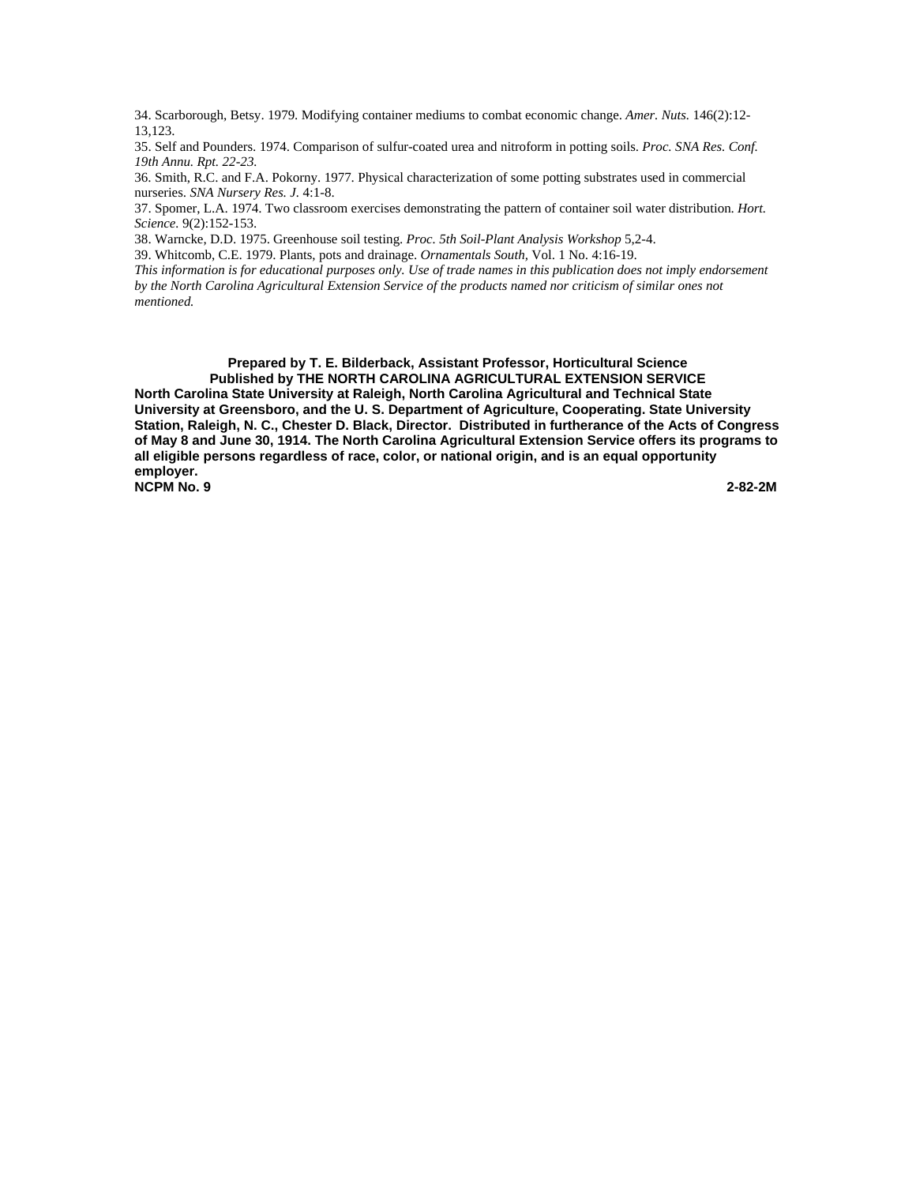34. Scarborough, Betsy. 1979. Modifying container mediums to combat economic change. *Amer. Nuts.* 146(2):12-13,123.

35. Self and Pounders. 1974. Comparison of sulfur-coated urea and nitroform in potting soils. *Proc. SNA Res. Conf. 19th Annu. Rpt. 22-23.*

36. Smith, R.C. and F.A. Pokorny. 1977. Physical characterization of some potting substrates used in commercial nurseries. *SNA Nursery Res. J.* 4:1-8.

37. Spomer, L.A. 1974. Two classroom exercises demonstrating the pattern of container soil water distribution. *Hort. Science.* 9(2):152-153.

38. Warncke, D.D. 1975. Greenhouse soil testing. *Proc. 5th Soil-Plant Analysis Workshop* 5,2-4.

39. Whitcomb, C.E. 1979. Plants, pots and drainage. *Ornamentals South,* Vol. 1 No. 4:16-19.

*This information is for educational purposes only. Use of trade names in this publication does not imply endorsement by the North Carolina Agricultural Extension Service of the products named nor criticism of similar ones not mentioned.*

**Prepared by T. E. Bilderback, Assistant Professor, Horticultural Science**
**Published by THE NORTH CAROLINA AGRICULTURAL EXTENSION SERVICE**
**North Carolina State University at Raleigh, North Carolina Agricultural and Technical State University at Greensboro, and the U. S. Department of Agriculture, Cooperating. State University Station, Raleigh, N. C., Chester D. Black, Director. Distributed in furtherance of the Acts of Congress of May 8 and June 30, 1914. The North Carolina Agricultural Extension Service offers its programs to all eligible persons regardless of race, color, or national origin, and is an equal opportunity employer.**
**NCPM No. 9** **2-82-2M**